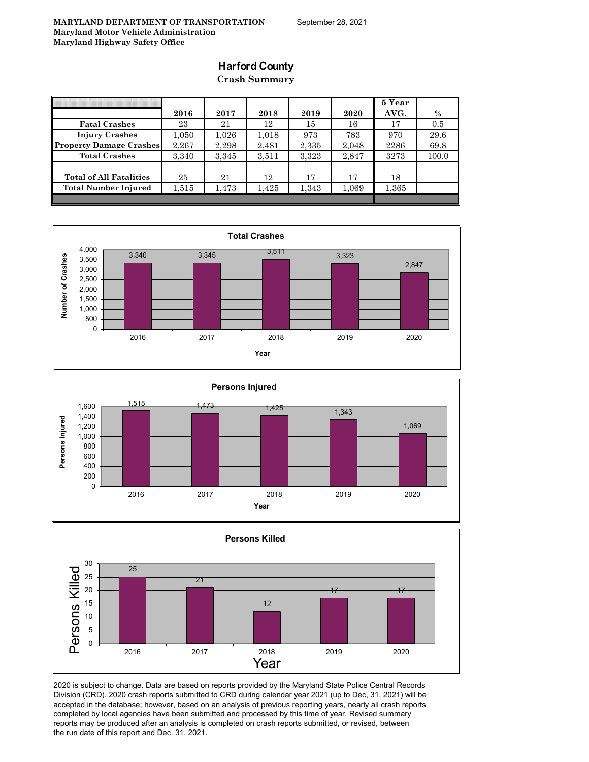**MARYLAND DEPARTMENT OF TRANSPORTATION**
**Maryland Motor Vehicle Administration**
**Maryland Highway Safety Office**

September 28, 2021

# Harford County

## Crash Summary

| | 2016 | 2017 | 2018 | 2019 | 2020 | 5 Year AVG. | % |
|---|---|---|---|---|---|---|---|
| Fatal Crashes | 23 | 21 | 12 | 15 | 16 | 17 | 0.5 |
| Injury Crashes | 1,050 | 1,026 | 1,018 | 973 | 783 | 970 | 29.6 |
| Property Damage Crashes | 2,267 | 2,298 | 2,481 | 2,335 | 2,048 | 2286 | 69.8 |
| Total Crashes | 3,340 | 3,345 | 3,511 | 3,323 | 2,847 | 3273 | 100.0 |
| | | | | | | | |
| Total of All Fatalities | 25 | 21 | 12 | 17 | 17 | 18 | |
| Total Number Injured | 1,515 | 1,473 | 1,425 | 1,343 | 1,069 | 1,365 | |

**Total Crashes**

| Year | Number of Crashes |
|---|---|
| 2016 | 3,340 |
| 2017 | 3,345 |
| 2018 | 3,511 |
| 2019 | 3,323 |
| 2020 | 2,847 |

**Persons Injured**

| Year | Persons Injured |
|---|---|
| 2016 | 1,515 |
| 2017 | 1,473 |
| 2018 | 1,425 |
| 2019 | 1,343 |
| 2020 | 1,069 |

**Persons Killed**

| Year | Persons Killed |
|---|---|
| 2016 | 25 |
| 2017 | 21 |
| 2018 | 12 |
| 2019 | 17 |
| 2020 | 17 |

2020 is subject to change. Data are based on reports provided by the Maryland State Police Central Records Division (CRD). 2020 crash reports submitted to CRD during calendar year 2021 (up to Dec, 31, 2021) will be accepted in the database; however, based on an analysis of previous reporting years, nearly all crash reports completed by local agencies have been submitted and processed by this time of year. Revised summary reports may be produced after an analysis is completed on crash reports submitted, or revised, between the run date of this report and Dec. 31, 2021.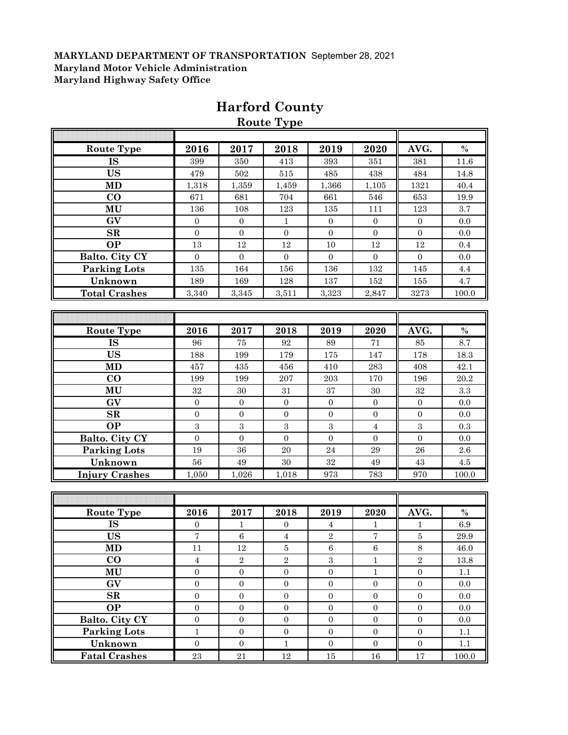**MARYLAND DEPARTMENT OF TRANSPORTATION** September 28, 2021
**Maryland Motor Vehicle Administration**
**Maryland Highway Safety Office**

# Harford County

## Route Type

| Route Type | 2016 | 2017 | 2018 | 2019 | 2020 | AVG. | % |
|---|---|---|---|---|---|---|---|
| IS | 399 | 350 | 413 | 393 | 351 | 381 | 11.6 |
| US | 479 | 502 | 515 | 485 | 438 | 484 | 14.8 |
| MD | 1,318 | 1,359 | 1,459 | 1,366 | 1,105 | 1321 | 40.4 |
| CO | 671 | 681 | 704 | 661 | 546 | 653 | 19.9 |
| MU | 136 | 108 | 123 | 135 | 111 | 123 | 3.7 |
| GV | 0 | 0 | 1 | 0 | 0 | 0 | 0.0 |
| SR | 0 | 0 | 0 | 0 | 0 | 0 | 0.0 |
| OP | 13 | 12 | 12 | 10 | 12 | 12 | 0.4 |
| Balto. City CY | 0 | 0 | 0 | 0 | 0 | 0 | 0.0 |
| Parking Lots | 135 | 164 | 156 | 136 | 132 | 145 | 4.4 |
| Unknown | 189 | 169 | 128 | 137 | 152 | 155 | 4.7 |
| Total Crashes | 3,340 | 3,345 | 3,511 | 3,323 | 2,847 | 3273 | 100.0 |

| Route Type | 2016 | 2017 | 2018 | 2019 | 2020 | AVG. | % |
|---|---|---|---|---|---|---|---|
| IS | 96 | 75 | 92 | 89 | 71 | 85 | 8.7 |
| US | 188 | 199 | 179 | 175 | 147 | 178 | 18.3 |
| MD | 457 | 435 | 456 | 410 | 283 | 408 | 42.1 |
| CO | 199 | 199 | 207 | 203 | 170 | 196 | 20.2 |
| MU | 32 | 30 | 31 | 37 | 30 | 32 | 3.3 |
| GV | 0 | 0 | 0 | 0 | 0 | 0 | 0.0 |
| SR | 0 | 0 | 0 | 0 | 0 | 0 | 0.0 |
| OP | 3 | 3 | 3 | 3 | 4 | 3 | 0.3 |
| Balto. City CY | 0 | 0 | 0 | 0 | 0 | 0 | 0.0 |
| Parking Lots | 19 | 36 | 20 | 24 | 29 | 26 | 2.6 |
| Unknown | 56 | 49 | 30 | 32 | 49 | 43 | 4.5 |
| Injury Crashes | 1,050 | 1,026 | 1,018 | 973 | 783 | 970 | 100.0 |

| Route Type | 2016 | 2017 | 2018 | 2019 | 2020 | AVG. | % |
|---|---|---|---|---|---|---|---|
| IS | 0 | 1 | 0 | 4 | 1 | 1 | 6.9 |
| US | 7 | 6 | 4 | 2 | 7 | 5 | 29.9 |
| MD | 11 | 12 | 5 | 6 | 6 | 8 | 46.0 |
| CO | 4 | 2 | 2 | 3 | 1 | 2 | 13.8 |
| MU | 0 | 0 | 0 | 0 | 1 | 0 | 1.1 |
| GV | 0 | 0 | 0 | 0 | 0 | 0 | 0.0 |
| SR | 0 | 0 | 0 | 0 | 0 | 0 | 0.0 |
| OP | 0 | 0 | 0 | 0 | 0 | 0 | 0.0 |
| Balto. City CY | 0 | 0 | 0 | 0 | 0 | 0 | 0.0 |
| Parking Lots | 1 | 0 | 0 | 0 | 0 | 0 | 1.1 |
| Unknown | 0 | 0 | 1 | 0 | 0 | 0 | 1.1 |
| Fatal Crashes | 23 | 21 | 12 | 15 | 16 | 17 | 100.0 |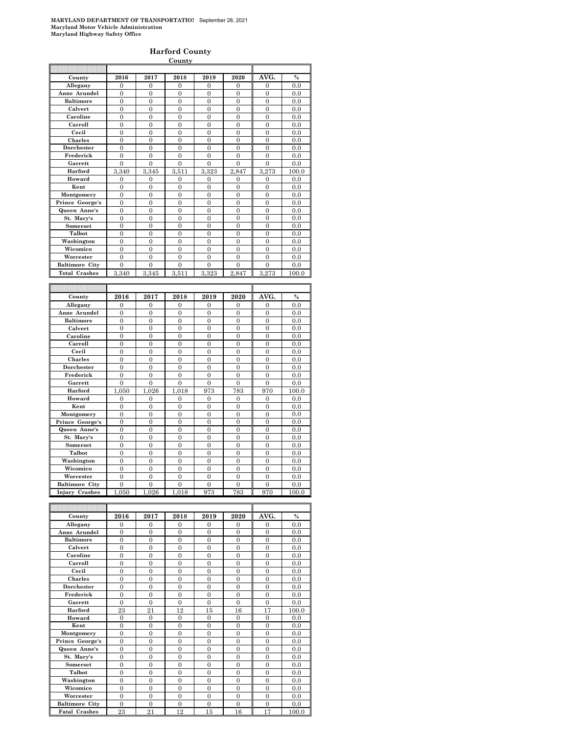**MARYLAND DEPARTMENT OF TRANSPORTATION** September 28, 2021
**Maryland Motor Vehicle Administration**
**Maryland Highway Safety Office**

## Harford County

**County**

| County | 2016 | 2017 | 2018 | 2019 | 2020 | AVG. | % |
|---|---|---|---|---|---|---|---|
| Allegany | 0 | 0 | 0 | 0 | 0 | 0 | 0.0 |
| Anne Arundel | 0 | 0 | 0 | 0 | 0 | 0 | 0.0 |
| Baltimore | 0 | 0 | 0 | 0 | 0 | 0 | 0.0 |
| Calvert | 0 | 0 | 0 | 0 | 0 | 0 | 0.0 |
| Caroline | 0 | 0 | 0 | 0 | 0 | 0 | 0.0 |
| Carroll | 0 | 0 | 0 | 0 | 0 | 0 | 0.0 |
| Cecil | 0 | 0 | 0 | 0 | 0 | 0 | 0.0 |
| Charles | 0 | 0 | 0 | 0 | 0 | 0 | 0.0 |
| Dorchester | 0 | 0 | 0 | 0 | 0 | 0 | 0.0 |
| Frederick | 0 | 0 | 0 | 0 | 0 | 0 | 0.0 |
| Garrett | 0 | 0 | 0 | 0 | 0 | 0 | 0.0 |
| Harford | 3,340 | 3,345 | 3,511 | 3,323 | 2,847 | 3,273 | 100.0 |
| Howard | 0 | 0 | 0 | 0 | 0 | 0 | 0.0 |
| Kent | 0 | 0 | 0 | 0 | 0 | 0 | 0.0 |
| Montgomery | 0 | 0 | 0 | 0 | 0 | 0 | 0.0 |
| Prince George's | 0 | 0 | 0 | 0 | 0 | 0 | 0.0 |
| Queen Anne's | 0 | 0 | 0 | 0 | 0 | 0 | 0.0 |
| St. Mary's | 0 | 0 | 0 | 0 | 0 | 0 | 0.0 |
| Somerset | 0 | 0 | 0 | 0 | 0 | 0 | 0.0 |
| Talbot | 0 | 0 | 0 | 0 | 0 | 0 | 0.0 |
| Washington | 0 | 0 | 0 | 0 | 0 | 0 | 0.0 |
| Wicomico | 0 | 0 | 0 | 0 | 0 | 0 | 0.0 |
| Worcester | 0 | 0 | 0 | 0 | 0 | 0 | 0.0 |
| Baltimore City | 0 | 0 | 0 | 0 | 0 | 0 | 0.0 |
| Total Crashes | 3,340 | 3,345 | 3,511 | 3,323 | 2,847 | 3,273 | 100.0 |

| County | 2016 | 2017 | 2018 | 2019 | 2020 | AVG. | % |
|---|---|---|---|---|---|---|---|
| Allegany | 0 | 0 | 0 | 0 | 0 | 0 | 0.0 |
| Anne Arundel | 0 | 0 | 0 | 0 | 0 | 0 | 0.0 |
| Baltimore | 0 | 0 | 0 | 0 | 0 | 0 | 0.0 |
| Calvert | 0 | 0 | 0 | 0 | 0 | 0 | 0.0 |
| Caroline | 0 | 0 | 0 | 0 | 0 | 0 | 0.0 |
| Carroll | 0 | 0 | 0 | 0 | 0 | 0 | 0.0 |
| Cecil | 0 | 0 | 0 | 0 | 0 | 0 | 0.0 |
| Charles | 0 | 0 | 0 | 0 | 0 | 0 | 0.0 |
| Dorchester | 0 | 0 | 0 | 0 | 0 | 0 | 0.0 |
| Frederick | 0 | 0 | 0 | 0 | 0 | 0 | 0.0 |
| Garrett | 0 | 0 | 0 | 0 | 0 | 0 | 0.0 |
| Harford | 1,050 | 1,026 | 1,018 | 973 | 783 | 970 | 100.0 |
| Howard | 0 | 0 | 0 | 0 | 0 | 0 | 0.0 |
| Kent | 0 | 0 | 0 | 0 | 0 | 0 | 0.0 |
| Montgomery | 0 | 0 | 0 | 0 | 0 | 0 | 0.0 |
| Prince George's | 0 | 0 | 0 | 0 | 0 | 0 | 0.0 |
| Queen Anne's | 0 | 0 | 0 | 0 | 0 | 0 | 0.0 |
| St. Mary's | 0 | 0 | 0 | 0 | 0 | 0 | 0.0 |
| Somerset | 0 | 0 | 0 | 0 | 0 | 0 | 0.0 |
| Talbot | 0 | 0 | 0 | 0 | 0 | 0 | 0.0 |
| Washington | 0 | 0 | 0 | 0 | 0 | 0 | 0.0 |
| Wicomico | 0 | 0 | 0 | 0 | 0 | 0 | 0.0 |
| Worcester | 0 | 0 | 0 | 0 | 0 | 0 | 0.0 |
| Baltimore City | 0 | 0 | 0 | 0 | 0 | 0 | 0.0 |
| Injury Crashes | 1,050 | 1,026 | 1,018 | 973 | 783 | 970 | 100.0 |

| County | 2016 | 2017 | 2018 | 2019 | 2020 | AVG. | % |
|---|---|---|---|---|---|---|---|
| Allegany | 0 | 0 | 0 | 0 | 0 | 0 | 0.0 |
| Anne Arundel | 0 | 0 | 0 | 0 | 0 | 0 | 0.0 |
| Baltimore | 0 | 0 | 0 | 0 | 0 | 0 | 0.0 |
| Calvert | 0 | 0 | 0 | 0 | 0 | 0 | 0.0 |
| Caroline | 0 | 0 | 0 | 0 | 0 | 0 | 0.0 |
| Carroll | 0 | 0 | 0 | 0 | 0 | 0 | 0.0 |
| Cecil | 0 | 0 | 0 | 0 | 0 | 0 | 0.0 |
| Charles | 0 | 0 | 0 | 0 | 0 | 0 | 0.0 |
| Dorchester | 0 | 0 | 0 | 0 | 0 | 0 | 0.0 |
| Frederick | 0 | 0 | 0 | 0 | 0 | 0 | 0.0 |
| Garrett | 0 | 0 | 0 | 0 | 0 | 0 | 0.0 |
| Harford | 23 | 21 | 12 | 15 | 16 | 17 | 100.0 |
| Howard | 0 | 0 | 0 | 0 | 0 | 0 | 0.0 |
| Kent | 0 | 0 | 0 | 0 | 0 | 0 | 0.0 |
| Montgomery | 0 | 0 | 0 | 0 | 0 | 0 | 0.0 |
| Prince George's | 0 | 0 | 0 | 0 | 0 | 0 | 0.0 |
| Queen Anne's | 0 | 0 | 0 | 0 | 0 | 0 | 0.0 |
| St. Mary's | 0 | 0 | 0 | 0 | 0 | 0 | 0.0 |
| Somerset | 0 | 0 | 0 | 0 | 0 | 0 | 0.0 |
| Talbot | 0 | 0 | 0 | 0 | 0 | 0 | 0.0 |
| Washington | 0 | 0 | 0 | 0 | 0 | 0 | 0.0 |
| Wicomico | 0 | 0 | 0 | 0 | 0 | 0 | 0.0 |
| Worcester | 0 | 0 | 0 | 0 | 0 | 0 | 0.0 |
| Baltimore City | 0 | 0 | 0 | 0 | 0 | 0 | 0.0 |
| Fatal Crashes | 23 | 21 | 12 | 15 | 16 | 17 | 100.0 |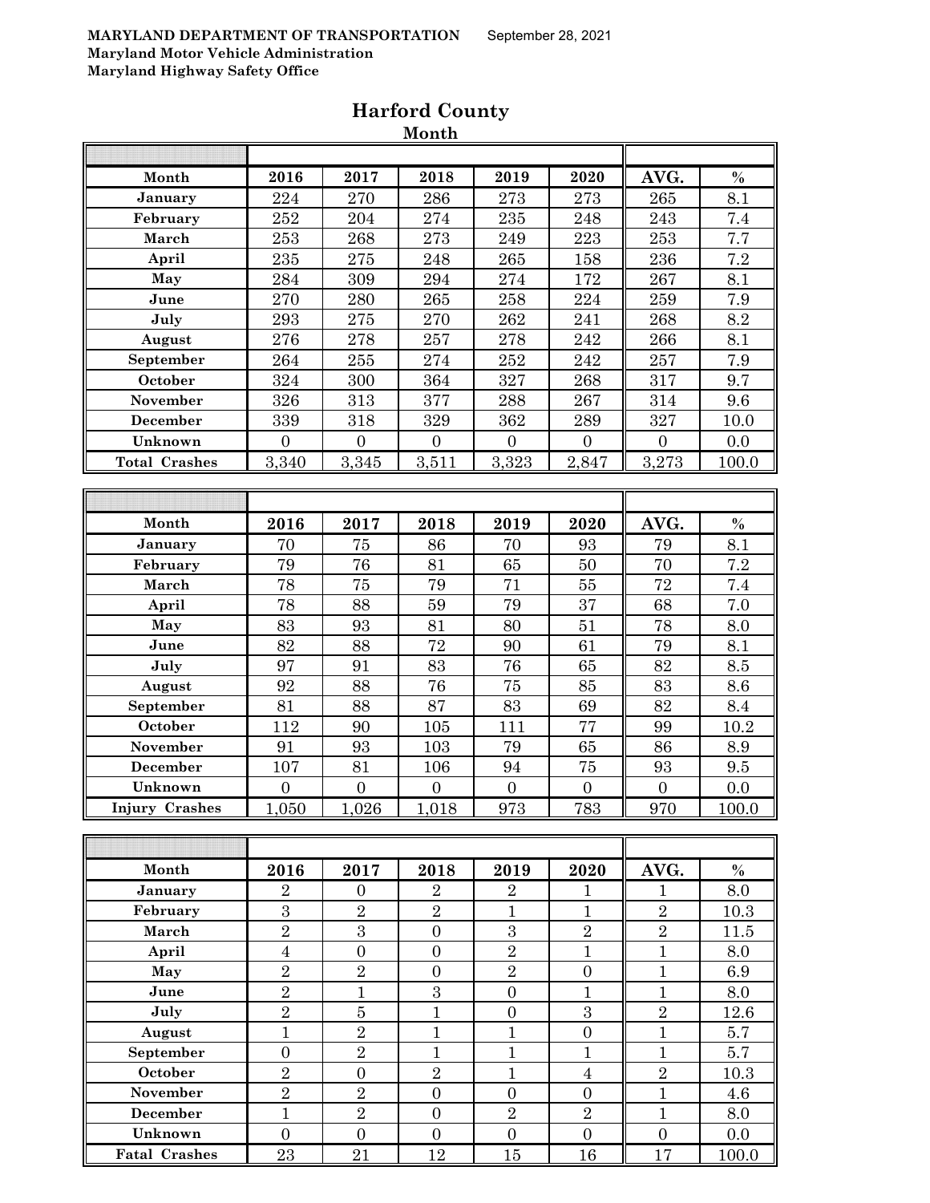**MARYLAND DEPARTMENT OF TRANSPORTATION** September 28, 2021
**Maryland Motor Vehicle Administration**
**Maryland Highway Safety Office**

## Harford County

### Month

| Month | 2016 | 2017 | 2018 | 2019 | 2020 | AVG. | % |
|---|---|---|---|---|---|---|---|
| January | 224 | 270 | 286 | 273 | 273 | 265 | 8.1 |
| February | 252 | 204 | 274 | 235 | 248 | 243 | 7.4 |
| March | 253 | 268 | 273 | 249 | 223 | 253 | 7.7 |
| April | 235 | 275 | 248 | 265 | 158 | 236 | 7.2 |
| May | 284 | 309 | 294 | 274 | 172 | 267 | 8.1 |
| June | 270 | 280 | 265 | 258 | 224 | 259 | 7.9 |
| July | 293 | 275 | 270 | 262 | 241 | 268 | 8.2 |
| August | 276 | 278 | 257 | 278 | 242 | 266 | 8.1 |
| September | 264 | 255 | 274 | 252 | 242 | 257 | 7.9 |
| October | 324 | 300 | 364 | 327 | 268 | 317 | 9.7 |
| November | 326 | 313 | 377 | 288 | 267 | 314 | 9.6 |
| December | 339 | 318 | 329 | 362 | 289 | 327 | 10.0 |
| Unknown | 0 | 0 | 0 | 0 | 0 | 0 | 0.0 |
| Total Crashes | 3,340 | 3,345 | 3,511 | 3,323 | 2,847 | 3,273 | 100.0 |

| Month | 2016 | 2017 | 2018 | 2019 | 2020 | AVG. | % |
|---|---|---|---|---|---|---|---|
| January | 70 | 75 | 86 | 70 | 93 | 79 | 8.1 |
| February | 79 | 76 | 81 | 65 | 50 | 70 | 7.2 |
| March | 78 | 75 | 79 | 71 | 55 | 72 | 7.4 |
| April | 78 | 88 | 59 | 79 | 37 | 68 | 7.0 |
| May | 83 | 93 | 81 | 80 | 51 | 78 | 8.0 |
| June | 82 | 88 | 72 | 90 | 61 | 79 | 8.1 |
| July | 97 | 91 | 83 | 76 | 65 | 82 | 8.5 |
| August | 92 | 88 | 76 | 75 | 85 | 83 | 8.6 |
| September | 81 | 88 | 87 | 83 | 69 | 82 | 8.4 |
| October | 112 | 90 | 105 | 111 | 77 | 99 | 10.2 |
| November | 91 | 93 | 103 | 79 | 65 | 86 | 8.9 |
| December | 107 | 81 | 106 | 94 | 75 | 93 | 9.5 |
| Unknown | 0 | 0 | 0 | 0 | 0 | 0 | 0.0 |
| Injury Crashes | 1,050 | 1,026 | 1,018 | 973 | 783 | 970 | 100.0 |

| Month | 2016 | 2017 | 2018 | 2019 | 2020 | AVG. | % |
|---|---|---|---|---|---|---|---|
| January | 2 | 0 | 2 | 2 | 1 | 1 | 8.0 |
| February | 3 | 2 | 2 | 1 | 1 | 2 | 10.3 |
| March | 2 | 3 | 0 | 3 | 2 | 2 | 11.5 |
| April | 4 | 0 | 0 | 2 | 1 | 1 | 8.0 |
| May | 2 | 2 | 0 | 2 | 0 | 1 | 6.9 |
| June | 2 | 1 | 3 | 0 | 1 | 1 | 8.0 |
| July | 2 | 5 | 1 | 0 | 3 | 2 | 12.6 |
| August | 1 | 2 | 1 | 1 | 0 | 1 | 5.7 |
| September | 0 | 2 | 1 | 1 | 1 | 1 | 5.7 |
| October | 2 | 0 | 2 | 1 | 4 | 2 | 10.3 |
| November | 2 | 2 | 0 | 0 | 0 | 1 | 4.6 |
| December | 1 | 2 | 0 | 2 | 2 | 1 | 8.0 |
| Unknown | 0 | 0 | 0 | 0 | 0 | 0 | 0.0 |
| Fatal Crashes | 23 | 21 | 12 | 15 | 16 | 17 | 100.0 |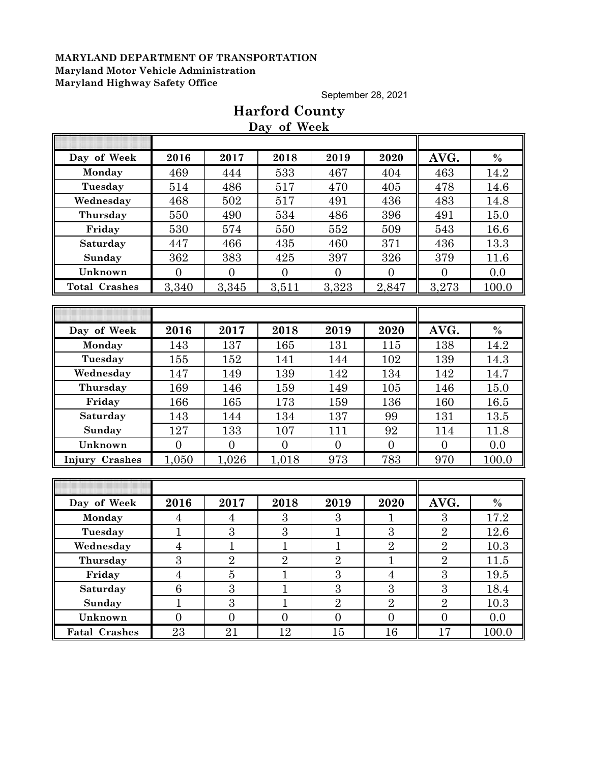**MARYLAND DEPARTMENT OF TRANSPORTATION**
**Maryland Motor Vehicle Administration**
**Maryland Highway Safety Office**

September 28, 2021

# Harford County

## Day of Week

| Day of Week | 2016 | 2017 | 2018 | 2019 | 2020 | AVG. | % |
|---|---|---|---|---|---|---|---|
| Monday | 469 | 444 | 533 | 467 | 404 | 463 | 14.2 |
| Tuesday | 514 | 486 | 517 | 470 | 405 | 478 | 14.6 |
| Wednesday | 468 | 502 | 517 | 491 | 436 | 483 | 14.8 |
| Thursday | 550 | 490 | 534 | 486 | 396 | 491 | 15.0 |
| Friday | 530 | 574 | 550 | 552 | 509 | 543 | 16.6 |
| Saturday | 447 | 466 | 435 | 460 | 371 | 436 | 13.3 |
| Sunday | 362 | 383 | 425 | 397 | 326 | 379 | 11.6 |
| Unknown | 0 | 0 | 0 | 0 | 0 | 0 | 0.0 |
| Total Crashes | 3,340 | 3,345 | 3,511 | 3,323 | 2,847 | 3,273 | 100.0 |

| Day of Week | 2016 | 2017 | 2018 | 2019 | 2020 | AVG. | % |
|---|---|---|---|---|---|---|---|
| Monday | 143 | 137 | 165 | 131 | 115 | 138 | 14.2 |
| Tuesday | 155 | 152 | 141 | 144 | 102 | 139 | 14.3 |
| Wednesday | 147 | 149 | 139 | 142 | 134 | 142 | 14.7 |
| Thursday | 169 | 146 | 159 | 149 | 105 | 146 | 15.0 |
| Friday | 166 | 165 | 173 | 159 | 136 | 160 | 16.5 |
| Saturday | 143 | 144 | 134 | 137 | 99 | 131 | 13.5 |
| Sunday | 127 | 133 | 107 | 111 | 92 | 114 | 11.8 |
| Unknown | 0 | 0 | 0 | 0 | 0 | 0 | 0.0 |
| Injury Crashes | 1,050 | 1,026 | 1,018 | 973 | 783 | 970 | 100.0 |

| Day of Week | 2016 | 2017 | 2018 | 2019 | 2020 | AVG. | % |
|---|---|---|---|---|---|---|---|
| Monday | 4 | 4 | 3 | 3 | 1 | 3 | 17.2 |
| Tuesday | 1 | 3 | 3 | 1 | 3 | 2 | 12.6 |
| Wednesday | 4 | 1 | 1 | 1 | 2 | 2 | 10.3 |
| Thursday | 3 | 2 | 2 | 2 | 1 | 2 | 11.5 |
| Friday | 4 | 5 | 1 | 3 | 4 | 3 | 19.5 |
| Saturday | 6 | 3 | 1 | 3 | 3 | 3 | 18.4 |
| Sunday | 1 | 3 | 1 | 2 | 2 | 2 | 10.3 |
| Unknown | 0 | 0 | 0 | 0 | 0 | 0 | 0.0 |
| Fatal Crashes | 23 | 21 | 12 | 15 | 16 | 17 | 100.0 |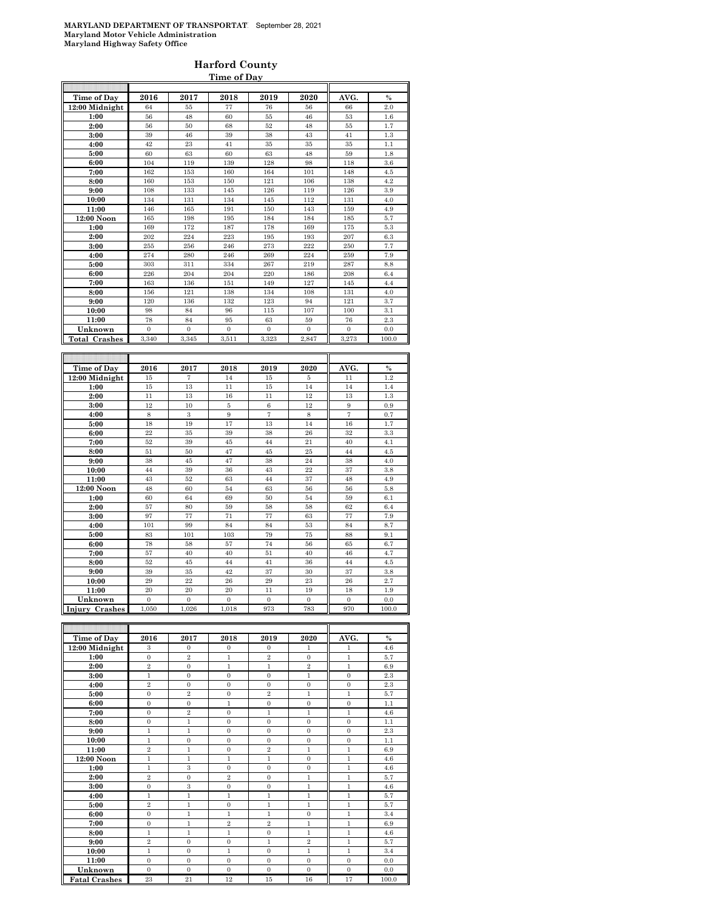**MARYLAND DEPARTMENT OF TRANSPORTATION** September 28, 2021
**Maryland Motor Vehicle Administration**
**Maryland Highway Safety Office**

# Harford County

## Time of Day

| Time of Day | 2016 | 2017 | 2018 | 2019 | 2020 | AVG. | % |
|---|---|---|---|---|---|---|---|
| 12:00 Midnight | 64 | 55 | 77 | 76 | 56 | 66 | 2.0 |
| 1:00 | 56 | 48 | 60 | 55 | 46 | 53 | 1.6 |
| 2:00 | 56 | 50 | 68 | 52 | 48 | 55 | 1.7 |
| 3:00 | 39 | 46 | 39 | 38 | 43 | 41 | 1.3 |
| 4:00 | 42 | 23 | 41 | 35 | 35 | 35 | 1.1 |
| 5:00 | 60 | 63 | 60 | 63 | 48 | 59 | 1.8 |
| 6:00 | 104 | 119 | 139 | 128 | 98 | 118 | 3.6 |
| 7:00 | 162 | 153 | 160 | 164 | 101 | 148 | 4.5 |
| 8:00 | 160 | 153 | 150 | 121 | 106 | 138 | 4.2 |
| 9:00 | 108 | 133 | 145 | 126 | 119 | 126 | 3.9 |
| 10:00 | 134 | 131 | 134 | 145 | 112 | 131 | 4.0 |
| 11:00 | 146 | 165 | 191 | 150 | 143 | 159 | 4.9 |
| 12:00 Noon | 165 | 198 | 195 | 184 | 184 | 185 | 5.7 |
| 1:00 | 169 | 172 | 187 | 178 | 169 | 175 | 5.3 |
| 2:00 | 202 | 224 | 223 | 195 | 193 | 207 | 6.3 |
| 3:00 | 255 | 256 | 246 | 273 | 222 | 250 | 7.7 |
| 4:00 | 274 | 280 | 246 | 269 | 224 | 259 | 7.9 |
| 5:00 | 303 | 311 | 334 | 267 | 219 | 287 | 8.8 |
| 6:00 | 226 | 204 | 204 | 220 | 186 | 208 | 6.4 |
| 7:00 | 163 | 136 | 151 | 149 | 127 | 145 | 4.4 |
| 8:00 | 156 | 121 | 138 | 134 | 108 | 131 | 4.0 |
| 9:00 | 120 | 136 | 132 | 123 | 94 | 121 | 3.7 |
| 10:00 | 98 | 84 | 96 | 115 | 107 | 100 | 3.1 |
| 11:00 | 78 | 84 | 95 | 63 | 59 | 76 | 2.3 |
| Unknown | 0 | 0 | 0 | 0 | 0 | 0 | 0.0 |
| **Total Crashes** | 3,340 | 3,345 | 3,511 | 3,323 | 2,847 | 3,273 | 100.0 |

| Time of Day | 2016 | 2017 | 2018 | 2019 | 2020 | AVG. | % |
|---|---|---|---|---|---|---|---|
| 12:00 Midnight | 15 | 7 | 14 | 15 | 5 | 11 | 1.2 |
| 1:00 | 15 | 13 | 11 | 15 | 14 | 14 | 1.4 |
| 2:00 | 11 | 13 | 16 | 11 | 12 | 13 | 1.3 |
| 3:00 | 12 | 10 | 5 | 6 | 12 | 9 | 0.9 |
| 4:00 | 8 | 3 | 9 | 7 | 8 | 7 | 0.7 |
| 5:00 | 18 | 19 | 17 | 13 | 14 | 16 | 1.7 |
| 6:00 | 22 | 35 | 39 | 38 | 26 | 32 | 3.3 |
| 7:00 | 52 | 39 | 45 | 44 | 21 | 40 | 4.1 |
| 8:00 | 51 | 50 | 47 | 45 | 25 | 44 | 4.5 |
| 9:00 | 38 | 45 | 47 | 38 | 24 | 38 | 4.0 |
| 10:00 | 44 | 39 | 36 | 43 | 22 | 37 | 3.8 |
| 11:00 | 43 | 52 | 63 | 44 | 37 | 48 | 4.9 |
| 12:00 Noon | 48 | 60 | 54 | 63 | 56 | 56 | 5.8 |
| 1:00 | 60 | 64 | 69 | 50 | 54 | 59 | 6.1 |
| 2:00 | 57 | 80 | 59 | 58 | 58 | 62 | 6.4 |
| 3:00 | 97 | 77 | 71 | 77 | 63 | 77 | 7.9 |
| 4:00 | 101 | 99 | 84 | 84 | 53 | 84 | 8.7 |
| 5:00 | 83 | 101 | 103 | 79 | 75 | 88 | 9.1 |
| 6:00 | 78 | 58 | 57 | 74 | 56 | 65 | 6.7 |
| 7:00 | 57 | 40 | 40 | 51 | 40 | 46 | 4.7 |
| 8:00 | 52 | 45 | 44 | 41 | 36 | 44 | 4.5 |
| 9:00 | 39 | 35 | 42 | 37 | 30 | 37 | 3.8 |
| 10:00 | 29 | 22 | 26 | 29 | 23 | 26 | 2.7 |
| 11:00 | 20 | 20 | 20 | 11 | 19 | 18 | 1.9 |
| Unknown | 0 | 0 | 0 | 0 | 0 | 0 | 0.0 |
| **Injury Crashes** | 1,050 | 1,026 | 1,018 | 973 | 783 | 970 | 100.0 |

| Time of Day | 2016 | 2017 | 2018 | 2019 | 2020 | AVG. | % |
|---|---|---|---|---|---|---|---|
| 12:00 Midnight | 3 | 0 | 0 | 0 | 1 | 1 | 4.6 |
| 1:00 | 0 | 2 | 1 | 2 | 0 | 1 | 5.7 |
| 2:00 | 2 | 0 | 1 | 1 | 2 | 1 | 6.9 |
| 3:00 | 1 | 0 | 0 | 0 | 1 | 0 | 2.3 |
| 4:00 | 2 | 0 | 0 | 0 | 0 | 0 | 2.3 |
| 5:00 | 0 | 2 | 0 | 2 | 1 | 1 | 5.7 |
| 6:00 | 0 | 0 | 1 | 0 | 0 | 0 | 1.1 |
| 7:00 | 0 | 2 | 0 | 1 | 1 | 1 | 4.6 |
| 8:00 | 0 | 1 | 0 | 0 | 0 | 0 | 1.1 |
| 9:00 | 1 | 1 | 0 | 0 | 0 | 0 | 2.3 |
| 10:00 | 1 | 0 | 0 | 0 | 0 | 0 | 1.1 |
| 11:00 | 2 | 1 | 0 | 2 | 1 | 1 | 6.9 |
| 12:00 Noon | 1 | 1 | 1 | 1 | 0 | 1 | 4.6 |
| 1:00 | 1 | 3 | 0 | 0 | 0 | 1 | 4.6 |
| 2:00 | 2 | 0 | 2 | 0 | 1 | 1 | 5.7 |
| 3:00 | 0 | 3 | 0 | 0 | 1 | 1 | 4.6 |
| 4:00 | 1 | 1 | 1 | 1 | 1 | 1 | 5.7 |
| 5:00 | 2 | 1 | 0 | 1 | 1 | 1 | 5.7 |
| 6:00 | 0 | 1 | 1 | 1 | 0 | 1 | 3.4 |
| 7:00 | 0 | 1 | 2 | 2 | 1 | 1 | 6.9 |
| 8:00 | 1 | 1 | 1 | 0 | 1 | 1 | 4.6 |
| 9:00 | 2 | 0 | 0 | 1 | 2 | 1 | 5.7 |
| 10:00 | 1 | 0 | 1 | 0 | 1 | 1 | 3.4 |
| 11:00 | 0 | 0 | 0 | 0 | 0 | 0 | 0.0 |
| Unknown | 0 | 0 | 0 | 0 | 0 | 0 | 0.0 |
| **Fatal Crashes** | 23 | 21 | 12 | 15 | 16 | 17 | 100.0 |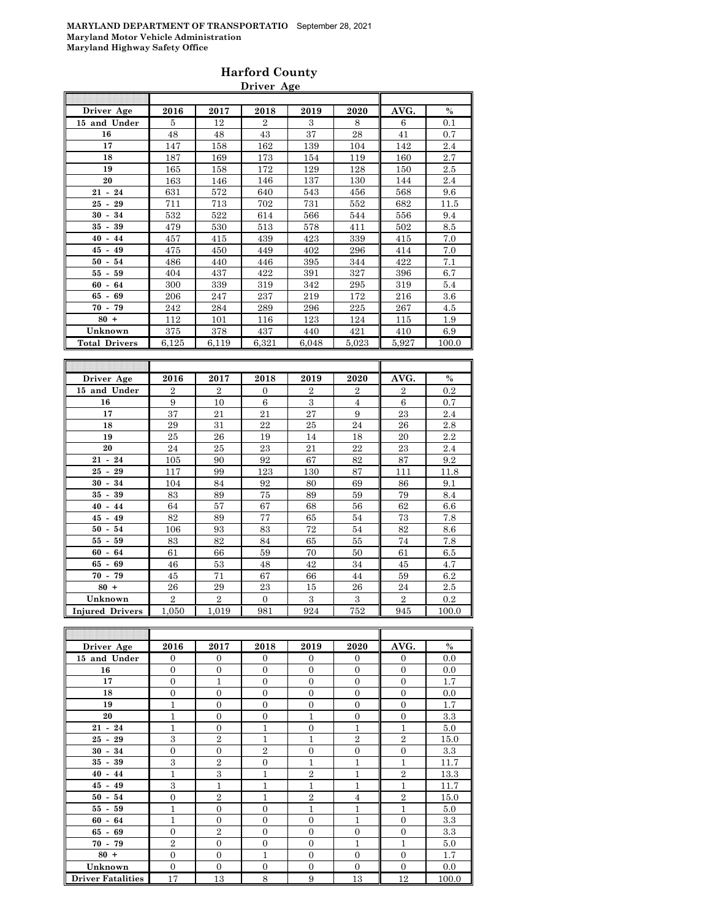**MARYLAND DEPARTMENT OF TRANSPORTATIO** September 28, 2021
**Maryland Motor Vehicle Administration**
**Maryland Highway Safety Office**

## Harford County

### Driver Age

| Driver Age | 2016 | 2017 | 2018 | 2019 | 2020 | AVG. | % |
|---|---|---|---|---|---|---|---|
| 15 and Under | 5 | 12 | 2 | 3 | 8 | 6 | 0.1 |
| 16 | 48 | 48 | 43 | 37 | 28 | 41 | 0.7 |
| 17 | 147 | 158 | 162 | 139 | 104 | 142 | 2.4 |
| 18 | 187 | 169 | 173 | 154 | 119 | 160 | 2.7 |
| 19 | 165 | 158 | 172 | 129 | 128 | 150 | 2.5 |
| 20 | 163 | 146 | 146 | 137 | 130 | 144 | 2.4 |
| 21 - 24 | 631 | 572 | 640 | 543 | 456 | 568 | 9.6 |
| 25 - 29 | 711 | 713 | 702 | 731 | 552 | 682 | 11.5 |
| 30 - 34 | 532 | 522 | 614 | 566 | 544 | 556 | 9.4 |
| 35 - 39 | 479 | 530 | 513 | 578 | 411 | 502 | 8.5 |
| 40 - 44 | 457 | 415 | 439 | 423 | 339 | 415 | 7.0 |
| 45 - 49 | 475 | 450 | 449 | 402 | 296 | 414 | 7.0 |
| 50 - 54 | 486 | 440 | 446 | 395 | 344 | 422 | 7.1 |
| 55 - 59 | 404 | 437 | 422 | 391 | 327 | 396 | 6.7 |
| 60 - 64 | 300 | 339 | 319 | 342 | 295 | 319 | 5.4 |
| 65 - 69 | 206 | 247 | 237 | 219 | 172 | 216 | 3.6 |
| 70 - 79 | 242 | 284 | 289 | 296 | 225 | 267 | 4.5 |
| 80 + | 112 | 101 | 116 | 123 | 124 | 115 | 1.9 |
| Unknown | 375 | 378 | 437 | 440 | 421 | 410 | 6.9 |
| Total Drivers | 6,125 | 6,119 | 6,321 | 6,048 | 5,023 | 5,927 | 100.0 |

| Driver Age | 2016 | 2017 | 2018 | 2019 | 2020 | AVG. | % |
|---|---|---|---|---|---|---|---|
| 15 and Under | 2 | 2 | 0 | 2 | 2 | 2 | 0.2 |
| 16 | 9 | 10 | 6 | 3 | 4 | 6 | 0.7 |
| 17 | 37 | 21 | 21 | 27 | 9 | 23 | 2.4 |
| 18 | 29 | 31 | 22 | 25 | 24 | 26 | 2.8 |
| 19 | 25 | 26 | 19 | 14 | 18 | 20 | 2.2 |
| 20 | 24 | 25 | 23 | 21 | 22 | 23 | 2.4 |
| 21 - 24 | 105 | 90 | 92 | 67 | 82 | 87 | 9.2 |
| 25 - 29 | 117 | 99 | 123 | 130 | 87 | 111 | 11.8 |
| 30 - 34 | 104 | 84 | 92 | 80 | 69 | 86 | 9.1 |
| 35 - 39 | 83 | 89 | 75 | 89 | 59 | 79 | 8.4 |
| 40 - 44 | 64 | 57 | 67 | 68 | 56 | 62 | 6.6 |
| 45 - 49 | 82 | 89 | 77 | 65 | 54 | 73 | 7.8 |
| 50 - 54 | 106 | 93 | 83 | 72 | 54 | 82 | 8.6 |
| 55 - 59 | 83 | 82 | 84 | 65 | 55 | 74 | 7.8 |
| 60 - 64 | 61 | 66 | 59 | 70 | 50 | 61 | 6.5 |
| 65 - 69 | 46 | 53 | 48 | 42 | 34 | 45 | 4.7 |
| 70 - 79 | 45 | 71 | 67 | 66 | 44 | 59 | 6.2 |
| 80 + | 26 | 29 | 23 | 15 | 26 | 24 | 2.5 |
| Unknown | 2 | 2 | 0 | 3 | 3 | 2 | 0.2 |
| Injured Drivers | 1,050 | 1,019 | 981 | 924 | 752 | 945 | 100.0 |

| Driver Age | 2016 | 2017 | 2018 | 2019 | 2020 | AVG. | % |
|---|---|---|---|---|---|---|---|
| 15 and Under | 0 | 0 | 0 | 0 | 0 | 0 | 0.0 |
| 16 | 0 | 0 | 0 | 0 | 0 | 0 | 0.0 |
| 17 | 0 | 1 | 0 | 0 | 0 | 0 | 1.7 |
| 18 | 0 | 0 | 0 | 0 | 0 | 0 | 0.0 |
| 19 | 1 | 0 | 0 | 0 | 0 | 0 | 1.7 |
| 20 | 1 | 0 | 0 | 1 | 0 | 0 | 3.3 |
| 21 - 24 | 1 | 0 | 1 | 0 | 1 | 1 | 5.0 |
| 25 - 29 | 3 | 2 | 1 | 1 | 2 | 2 | 15.0 |
| 30 - 34 | 0 | 0 | 2 | 0 | 0 | 0 | 3.3 |
| 35 - 39 | 3 | 2 | 0 | 1 | 1 | 1 | 11.7 |
| 40 - 44 | 1 | 3 | 1 | 2 | 1 | 2 | 13.3 |
| 45 - 49 | 3 | 1 | 1 | 1 | 1 | 1 | 11.7 |
| 50 - 54 | 0 | 2 | 1 | 2 | 4 | 2 | 15.0 |
| 55 - 59 | 1 | 0 | 0 | 1 | 1 | 1 | 5.0 |
| 60 - 64 | 1 | 0 | 0 | 0 | 1 | 0 | 3.3 |
| 65 - 69 | 0 | 2 | 0 | 0 | 0 | 0 | 3.3 |
| 70 - 79 | 2 | 0 | 0 | 0 | 1 | 1 | 5.0 |
| 80 + | 0 | 0 | 1 | 0 | 0 | 0 | 1.7 |
| Unknown | 0 | 0 | 0 | 0 | 0 | 0 | 0.0 |
| Driver Fatalities | 17 | 13 | 8 | 9 | 13 | 12 | 100.0 |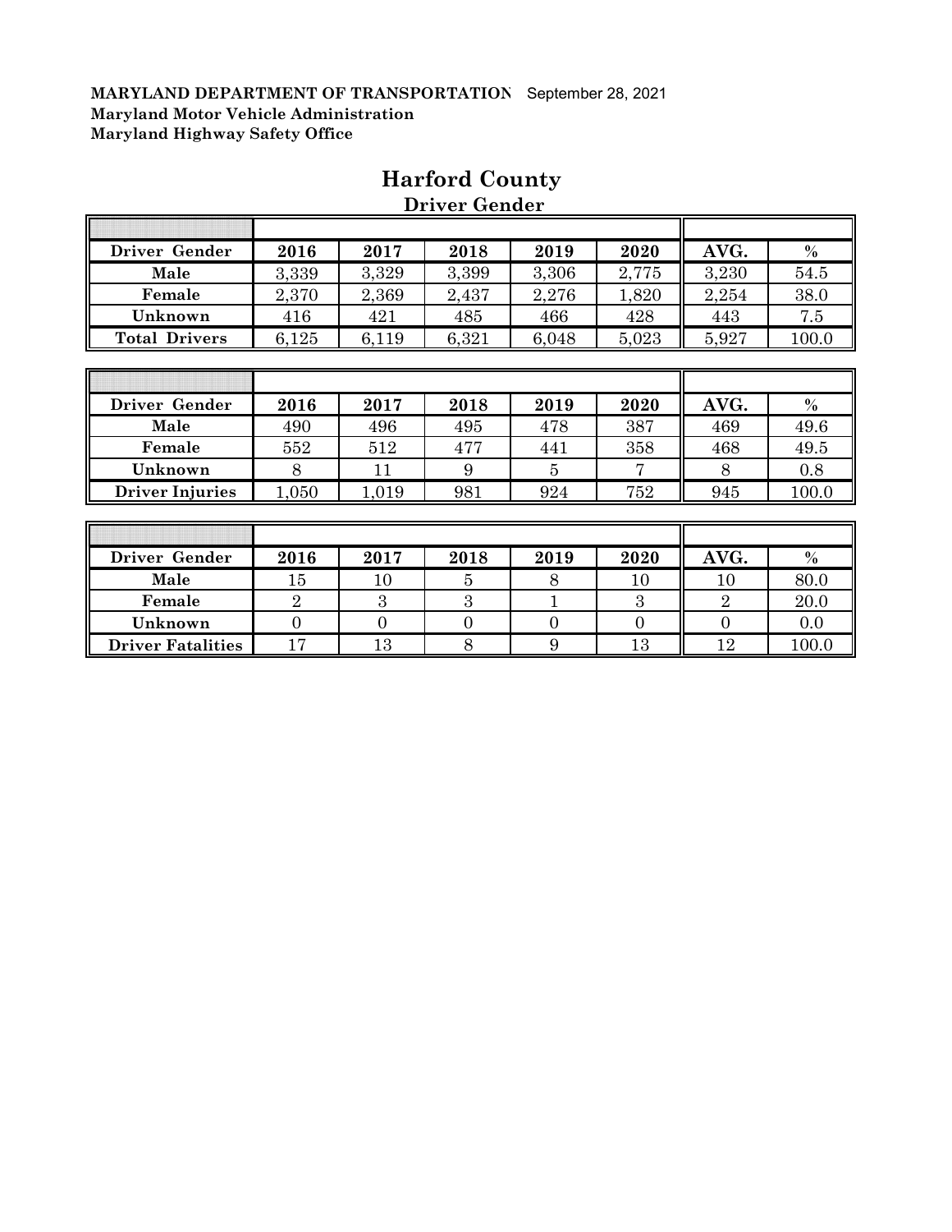**MARYLAND DEPARTMENT OF TRANSPORTATION** September 28, 2021
**Maryland Motor Vehicle Administration**
**Maryland Highway Safety Office**

# Harford County

## Driver Gender

| Driver Gender | 2016 | 2017 | 2018 | 2019 | 2020 | AVG. | % |
|---|---|---|---|---|---|---|---|
| Male | 3,339 | 3,329 | 3,399 | 3,306 | 2,775 | 3,230 | 54.5 |
| Female | 2,370 | 2,369 | 2,437 | 2,276 | 1,820 | 2,254 | 38.0 |
| Unknown | 416 | 421 | 485 | 466 | 428 | 443 | 7.5 |
| Total Drivers | 6,125 | 6,119 | 6,321 | 6,048 | 5,023 | 5,927 | 100.0 |

| Driver Gender | 2016 | 2017 | 2018 | 2019 | 2020 | AVG. | % |
|---|---|---|---|---|---|---|---|
| Male | 490 | 496 | 495 | 478 | 387 | 469 | 49.6 |
| Female | 552 | 512 | 477 | 441 | 358 | 468 | 49.5 |
| Unknown | 8 | 11 | 9 | 5 | 7 | 8 | 0.8 |
| Driver Injuries | 1,050 | 1,019 | 981 | 924 | 752 | 945 | 100.0 |

| Driver Gender | 2016 | 2017 | 2018 | 2019 | 2020 | AVG. | % |
|---|---|---|---|---|---|---|---|
| Male | 15 | 10 | 5 | 8 | 10 | 10 | 80.0 |
| Female | 2 | 3 | 3 | 1 | 3 | 2 | 20.0 |
| Unknown | 0 | 0 | 0 | 0 | 0 | 0 | 0.0 |
| Driver Fatalities | 17 | 13 | 8 | 9 | 13 | 12 | 100.0 |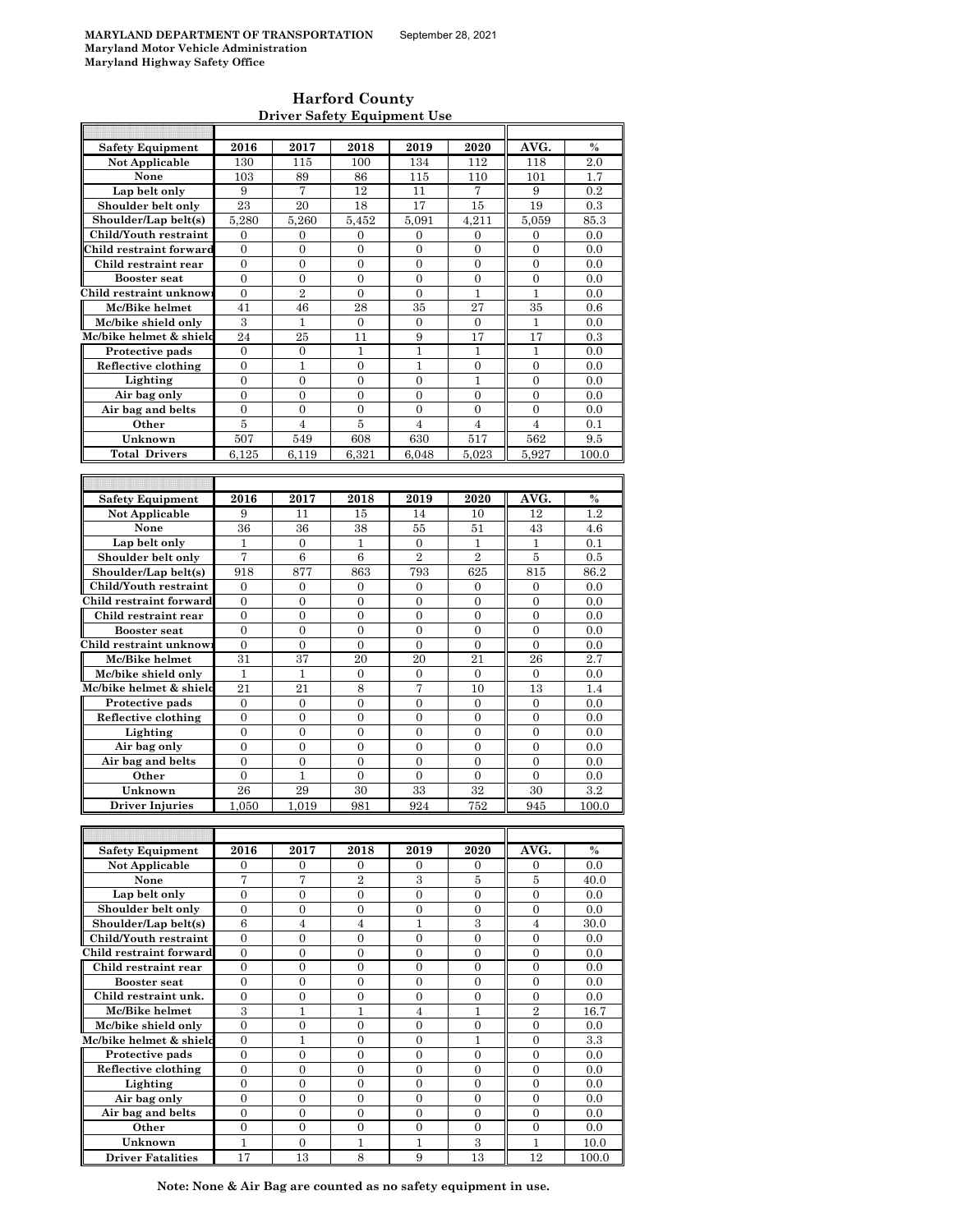**MARYLAND DEPARTMENT OF TRANSPORTATION** September 28, 2021
**Maryland Motor Vehicle Administration**
**Maryland Highway Safety Office**

## Harford County

### Driver Safety Equipment Use

| Safety Equipment | 2016 | 2017 | 2018 | 2019 | 2020 | AVG. | % |
|---|---|---|---|---|---|---|---|
| Not Applicable | 130 | 115 | 100 | 134 | 112 | 118 | 2.0 |
| None | 103 | 89 | 86 | 115 | 110 | 101 | 1.7 |
| Lap belt only | 9 | 7 | 12 | 11 | 7 | 9 | 0.2 |
| Shoulder belt only | 23 | 20 | 18 | 17 | 15 | 19 | 0.3 |
| Shoulder/Lap belt(s) | 5,280 | 5,260 | 5,452 | 5,091 | 4,211 | 5,059 | 85.3 |
| Child/Youth restraint | 0 | 0 | 0 | 0 | 0 | 0 | 0.0 |
| Child restraint forward | 0 | 0 | 0 | 0 | 0 | 0 | 0.0 |
| Child restraint rear | 0 | 0 | 0 | 0 | 0 | 0 | 0.0 |
| Booster seat | 0 | 0 | 0 | 0 | 0 | 0 | 0.0 |
| Child restraint unknown | 0 | 2 | 0 | 0 | 1 | 1 | 0.0 |
| Mc/Bike helmet | 41 | 46 | 28 | 35 | 27 | 35 | 0.6 |
| Mc/bike shield only | 3 | 1 | 0 | 0 | 0 | 1 | 0.0 |
| Mc/bike helmet & shield | 24 | 25 | 11 | 9 | 17 | 17 | 0.3 |
| Protective pads | 0 | 0 | 1 | 1 | 1 | 1 | 0.0 |
| Reflective clothing | 0 | 1 | 0 | 1 | 0 | 0 | 0.0 |
| Lighting | 0 | 0 | 0 | 0 | 1 | 0 | 0.0 |
| Air bag only | 0 | 0 | 0 | 0 | 0 | 0 | 0.0 |
| Air bag and belts | 0 | 0 | 0 | 0 | 0 | 0 | 0.0 |
| Other | 5 | 4 | 5 | 4 | 4 | 4 | 0.1 |
| Unknown | 507 | 549 | 608 | 630 | 517 | 562 | 9.5 |
| Total Drivers | 6,125 | 6,119 | 6,321 | 6,048 | 5,023 | 5,927 | 100.0 |

| Safety Equipment | 2016 | 2017 | 2018 | 2019 | 2020 | AVG. | % |
|---|---|---|---|---|---|---|---|
| Not Applicable | 9 | 11 | 15 | 14 | 10 | 12 | 1.2 |
| None | 36 | 36 | 38 | 55 | 51 | 43 | 4.6 |
| Lap belt only | 1 | 0 | 1 | 0 | 1 | 1 | 0.1 |
| Shoulder belt only | 7 | 6 | 6 | 2 | 2 | 5 | 0.5 |
| Shoulder/Lap belt(s) | 918 | 877 | 863 | 793 | 625 | 815 | 86.2 |
| Child/Youth restraint | 0 | 0 | 0 | 0 | 0 | 0 | 0.0 |
| Child restraint forward | 0 | 0 | 0 | 0 | 0 | 0 | 0.0 |
| Child restraint rear | 0 | 0 | 0 | 0 | 0 | 0 | 0.0 |
| Booster seat | 0 | 0 | 0 | 0 | 0 | 0 | 0.0 |
| Child restraint unknown | 0 | 0 | 0 | 0 | 0 | 0 | 0.0 |
| Mc/Bike helmet | 31 | 37 | 20 | 20 | 21 | 26 | 2.7 |
| Mc/bike shield only | 1 | 1 | 0 | 0 | 0 | 0 | 0.0 |
| Mc/bike helmet & shield | 21 | 21 | 8 | 7 | 10 | 13 | 1.4 |
| Protective pads | 0 | 0 | 0 | 0 | 0 | 0 | 0.0 |
| Reflective clothing | 0 | 0 | 0 | 0 | 0 | 0 | 0.0 |
| Lighting | 0 | 0 | 0 | 0 | 0 | 0 | 0.0 |
| Air bag only | 0 | 0 | 0 | 0 | 0 | 0 | 0.0 |
| Air bag and belts | 0 | 0 | 0 | 0 | 0 | 0 | 0.0 |
| Other | 0 | 1 | 0 | 0 | 0 | 0 | 0.0 |
| Unknown | 26 | 29 | 30 | 33 | 32 | 30 | 3.2 |
| Driver Injuries | 1,050 | 1,019 | 981 | 924 | 752 | 945 | 100.0 |

| Safety Equipment | 2016 | 2017 | 2018 | 2019 | 2020 | AVG. | % |
|---|---|---|---|---|---|---|---|
| Not Applicable | 0 | 0 | 0 | 0 | 0 | 0 | 0.0 |
| None | 7 | 7 | 2 | 3 | 5 | 5 | 40.0 |
| Lap belt only | 0 | 0 | 0 | 0 | 0 | 0 | 0.0 |
| Shoulder belt only | 0 | 0 | 0 | 0 | 0 | 0 | 0.0 |
| Shoulder/Lap belt(s) | 6 | 4 | 4 | 1 | 3 | 4 | 30.0 |
| Child/Youth restraint | 0 | 0 | 0 | 0 | 0 | 0 | 0.0 |
| Child restraint forward | 0 | 0 | 0 | 0 | 0 | 0 | 0.0 |
| Child restraint rear | 0 | 0 | 0 | 0 | 0 | 0 | 0.0 |
| Booster seat | 0 | 0 | 0 | 0 | 0 | 0 | 0.0 |
| Child restraint unk. | 0 | 0 | 0 | 0 | 0 | 0 | 0.0 |
| Mc/Bike helmet | 3 | 1 | 1 | 4 | 1 | 2 | 16.7 |
| Mc/bike shield only | 0 | 0 | 0 | 0 | 0 | 0 | 0.0 |
| Mc/bike helmet & shield | 0 | 1 | 0 | 0 | 1 | 0 | 3.3 |
| Protective pads | 0 | 0 | 0 | 0 | 0 | 0 | 0.0 |
| Reflective clothing | 0 | 0 | 0 | 0 | 0 | 0 | 0.0 |
| Lighting | 0 | 0 | 0 | 0 | 0 | 0 | 0.0 |
| Air bag only | 0 | 0 | 0 | 0 | 0 | 0 | 0.0 |
| Air bag and belts | 0 | 0 | 0 | 0 | 0 | 0 | 0.0 |
| Other | 0 | 0 | 0 | 0 | 0 | 0 | 0.0 |
| Unknown | 1 | 0 | 1 | 1 | 3 | 1 | 10.0 |
| Driver Fatalities | 17 | 13 | 8 | 9 | 13 | 12 | 100.0 |

**Note: None & Air Bag are counted as no safety equipment in use.**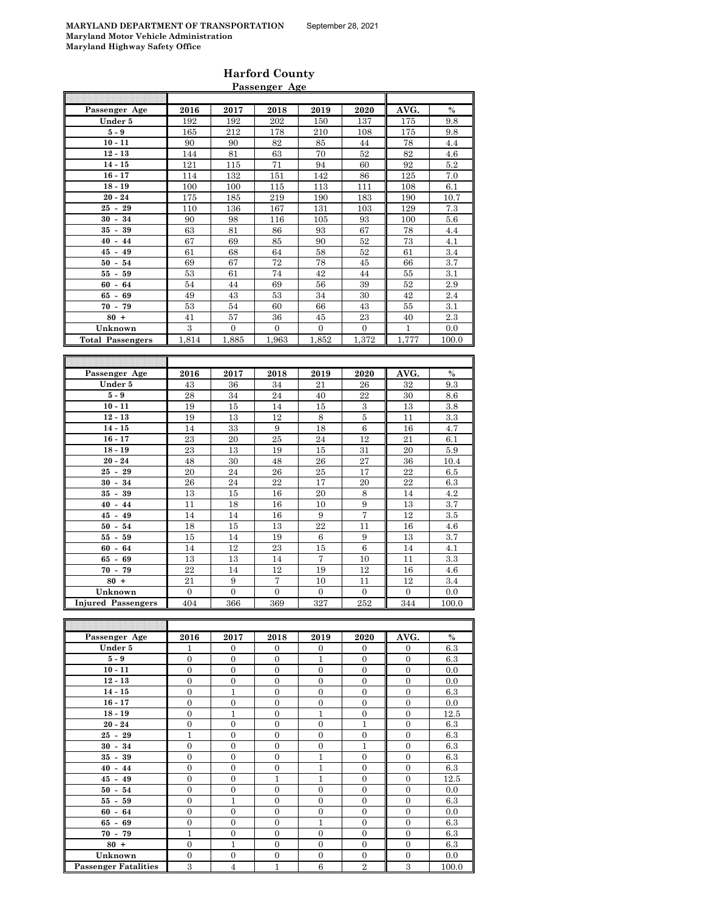MARYLAND DEPARTMENT OF TRANSPORTATION September 28, 2021
Maryland Motor Vehicle Administration
Maryland Highway Safety Office

# Harford County

## Passenger Age

| Passenger Age | 2016 | 2017 | 2018 | 2019 | 2020 | AVG. | % |
|---|---|---|---|---|---|---|---|
| Under 5 | 192 | 192 | 202 | 150 | 137 | 175 | 9.8 |
| 5 - 9 | 165 | 212 | 178 | 210 | 108 | 175 | 9.8 |
| 10 - 11 | 90 | 90 | 82 | 85 | 44 | 78 | 4.4 |
| 12 - 13 | 144 | 81 | 63 | 70 | 52 | 82 | 4.6 |
| 14 - 15 | 121 | 115 | 71 | 94 | 60 | 92 | 5.2 |
| 16 - 17 | 114 | 132 | 151 | 142 | 86 | 125 | 7.0 |
| 18 - 19 | 100 | 100 | 115 | 113 | 111 | 108 | 6.1 |
| 20 - 24 | 175 | 185 | 219 | 190 | 183 | 190 | 10.7 |
| 25 - 29 | 110 | 136 | 167 | 131 | 103 | 129 | 7.3 |
| 30 - 34 | 90 | 98 | 116 | 105 | 93 | 100 | 5.6 |
| 35 - 39 | 63 | 81 | 86 | 93 | 67 | 78 | 4.4 |
| 40 - 44 | 67 | 69 | 85 | 90 | 52 | 73 | 4.1 |
| 45 - 49 | 61 | 68 | 64 | 58 | 52 | 61 | 3.4 |
| 50 - 54 | 69 | 67 | 72 | 78 | 45 | 66 | 3.7 |
| 55 - 59 | 53 | 61 | 74 | 42 | 44 | 55 | 3.1 |
| 60 - 64 | 54 | 44 | 69 | 56 | 39 | 52 | 2.9 |
| 65 - 69 | 49 | 43 | 53 | 34 | 30 | 42 | 2.4 |
| 70 - 79 | 53 | 54 | 60 | 66 | 43 | 55 | 3.1 |
| 80 + | 41 | 57 | 36 | 45 | 23 | 40 | 2.3 |
| Unknown | 3 | 0 | 0 | 0 | 0 | 1 | 0.0 |
| **Total Passengers** | 1,814 | 1,885 | 1,963 | 1,852 | 1,372 | 1,777 | 100.0 |

| Passenger Age | 2016 | 2017 | 2018 | 2019 | 2020 | AVG. | % |
|---|---|---|---|---|---|---|---|
| Under 5 | 43 | 36 | 34 | 21 | 26 | 32 | 9.3 |
| 5 - 9 | 28 | 34 | 24 | 40 | 22 | 30 | 8.6 |
| 10 - 11 | 19 | 15 | 14 | 15 | 3 | 13 | 3.8 |
| 12 - 13 | 19 | 13 | 12 | 8 | 5 | 11 | 3.3 |
| 14 - 15 | 14 | 33 | 9 | 18 | 6 | 16 | 4.7 |
| 16 - 17 | 23 | 20 | 25 | 24 | 12 | 21 | 6.1 |
| 18 - 19 | 23 | 13 | 19 | 15 | 31 | 20 | 5.9 |
| 20 - 24 | 48 | 30 | 48 | 26 | 27 | 36 | 10.4 |
| 25 - 29 | 20 | 24 | 26 | 25 | 17 | 22 | 6.5 |
| 30 - 34 | 26 | 24 | 22 | 17 | 20 | 22 | 6.3 |
| 35 - 39 | 13 | 15 | 16 | 20 | 8 | 14 | 4.2 |
| 40 - 44 | 11 | 18 | 16 | 10 | 9 | 13 | 3.7 |
| 45 - 49 | 14 | 14 | 16 | 9 | 7 | 12 | 3.5 |
| 50 - 54 | 18 | 15 | 13 | 22 | 11 | 16 | 4.6 |
| 55 - 59 | 15 | 14 | 19 | 6 | 9 | 13 | 3.7 |
| 60 - 64 | 14 | 12 | 23 | 15 | 6 | 14 | 4.1 |
| 65 - 69 | 13 | 13 | 14 | 7 | 10 | 11 | 3.3 |
| 70 - 79 | 22 | 14 | 12 | 19 | 12 | 16 | 4.6 |
| 80 + | 21 | 9 | 7 | 10 | 11 | 12 | 3.4 |
| Unknown | 0 | 0 | 0 | 0 | 0 | 0 | 0.0 |
| **Injured Passengers** | 404 | 366 | 369 | 327 | 252 | 344 | 100.0 |

| Passenger Age | 2016 | 2017 | 2018 | 2019 | 2020 | AVG. | % |
|---|---|---|---|---|---|---|---|
| Under 5 | 1 | 0 | 0 | 0 | 0 | 0 | 6.3 |
| 5 - 9 | 0 | 0 | 0 | 1 | 0 | 0 | 6.3 |
| 10 - 11 | 0 | 0 | 0 | 0 | 0 | 0 | 0.0 |
| 12 - 13 | 0 | 0 | 0 | 0 | 0 | 0 | 0.0 |
| 14 - 15 | 0 | 1 | 0 | 0 | 0 | 0 | 6.3 |
| 16 - 17 | 0 | 0 | 0 | 0 | 0 | 0 | 0.0 |
| 18 - 19 | 0 | 1 | 0 | 1 | 0 | 0 | 12.5 |
| 20 - 24 | 0 | 0 | 0 | 0 | 1 | 0 | 6.3 |
| 25 - 29 | 1 | 0 | 0 | 0 | 0 | 0 | 6.3 |
| 30 - 34 | 0 | 0 | 0 | 0 | 1 | 0 | 6.3 |
| 35 - 39 | 0 | 0 | 0 | 1 | 0 | 0 | 6.3 |
| 40 - 44 | 0 | 0 | 0 | 1 | 0 | 0 | 6.3 |
| 45 - 49 | 0 | 0 | 1 | 1 | 0 | 0 | 12.5 |
| 50 - 54 | 0 | 0 | 0 | 0 | 0 | 0 | 0.0 |
| 55 - 59 | 0 | 1 | 0 | 0 | 0 | 0 | 6.3 |
| 60 - 64 | 0 | 0 | 0 | 0 | 0 | 0 | 0.0 |
| 65 - 69 | 0 | 0 | 0 | 1 | 0 | 0 | 6.3 |
| 70 - 79 | 1 | 0 | 0 | 0 | 0 | 0 | 6.3 |
| 80 + | 0 | 1 | 0 | 0 | 0 | 0 | 6.3 |
| Unknown | 0 | 0 | 0 | 0 | 0 | 0 | 0.0 |
| **Passenger Fatalities** | 3 | 4 | 1 | 6 | 2 | 3 | 100.0 |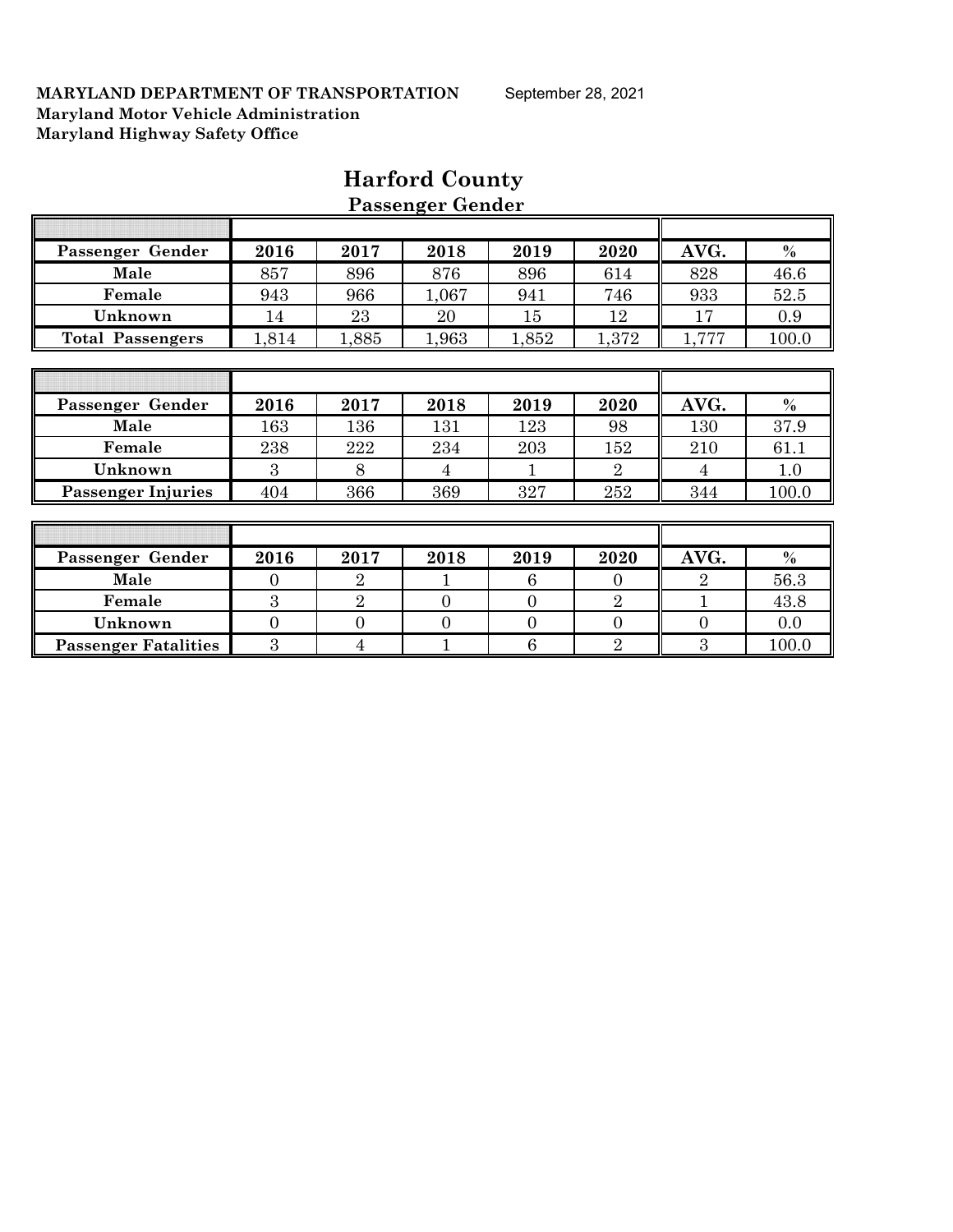**MARYLAND DEPARTMENT OF TRANSPORTATION** September 28, 2021
**Maryland Motor Vehicle Administration**
**Maryland Highway Safety Office**

# Harford County

## Passenger Gender

| Passenger Gender | 2016 | 2017 | 2018 | 2019 | 2020 | AVG. | % |
|---|---|---|---|---|---|---|---|
| Male | 857 | 896 | 876 | 896 | 614 | 828 | 46.6 |
| Female | 943 | 966 | 1,067 | 941 | 746 | 933 | 52.5 |
| Unknown | 14 | 23 | 20 | 15 | 12 | 17 | 0.9 |
| Total Passengers | 1,814 | 1,885 | 1,963 | 1,852 | 1,372 | 1,777 | 100.0 |

| Passenger Gender | 2016 | 2017 | 2018 | 2019 | 2020 | AVG. | % |
|---|---|---|---|---|---|---|---|
| Male | 163 | 136 | 131 | 123 | 98 | 130 | 37.9 |
| Female | 238 | 222 | 234 | 203 | 152 | 210 | 61.1 |
| Unknown | 3 | 8 | 4 | 1 | 2 | 4 | 1.0 |
| Passenger Injuries | 404 | 366 | 369 | 327 | 252 | 344 | 100.0 |

| Passenger Gender | 2016 | 2017 | 2018 | 2019 | 2020 | AVG. | % |
|---|---|---|---|---|---|---|---|
| Male | 0 | 2 | 1 | 6 | 0 | 2 | 56.3 |
| Female | 3 | 2 | 0 | 0 | 2 | 1 | 43.8 |
| Unknown | 0 | 0 | 0 | 0 | 0 | 0 | 0.0 |
| Passenger Fatalities | 3 | 4 | 1 | 6 | 2 | 3 | 100.0 |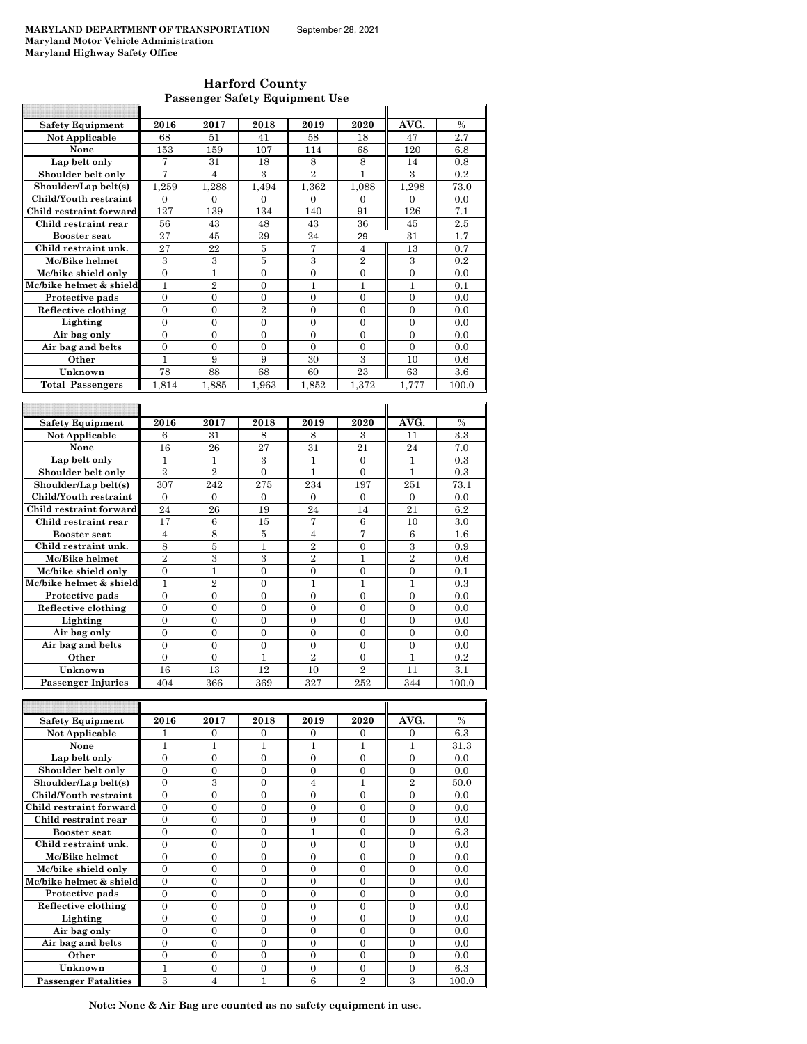**MARYLAND DEPARTMENT OF TRANSPORTATION** September 28, 2021
**Maryland Motor Vehicle Administration**
**Maryland Highway Safety Office**

## Harford County

### Passenger Safety Equipment Use

| Safety Equipment | 2016 | 2017 | 2018 | 2019 | 2020 | AVG. | % |
|---|---|---|---|---|---|---|---|
| Not Applicable | 68 | 51 | 41 | 58 | 18 | 47 | 2.7 |
| None | 153 | 159 | 107 | 114 | 68 | 120 | 6.8 |
| Lap belt only | 7 | 31 | 18 | 8 | 8 | 14 | 0.8 |
| Shoulder belt only | 7 | 4 | 3 | 2 | 1 | 3 | 0.2 |
| Shoulder/Lap belt(s) | 1,259 | 1,288 | 1,494 | 1,362 | 1,088 | 1,298 | 73.0 |
| Child/Youth restraint | 0 | 0 | 0 | 0 | 0 | 0 | 0.0 |
| Child restraint forward | 127 | 139 | 134 | 140 | 91 | 126 | 7.1 |
| Child restraint rear | 56 | 43 | 48 | 43 | 36 | 45 | 2.5 |
| Booster seat | 27 | 45 | 29 | 24 | 29 | 31 | 1.7 |
| Child restraint unk. | 27 | 22 | 5 | 7 | 4 | 13 | 0.7 |
| Mc/Bike helmet | 3 | 3 | 5 | 3 | 2 | 3 | 0.2 |
| Mc/bike shield only | 0 | 1 | 0 | 0 | 0 | 0 | 0.0 |
| Mc/bike helmet & shield | 1 | 2 | 0 | 1 | 1 | 1 | 0.1 |
| Protective pads | 0 | 0 | 0 | 0 | 0 | 0 | 0.0 |
| Reflective clothing | 0 | 0 | 2 | 0 | 0 | 0 | 0.0 |
| Lighting | 0 | 0 | 0 | 0 | 0 | 0 | 0.0 |
| Air bag only | 0 | 0 | 0 | 0 | 0 | 0 | 0.0 |
| Air bag and belts | 0 | 0 | 0 | 0 | 0 | 0 | 0.0 |
| Other | 1 | 9 | 9 | 30 | 3 | 10 | 0.6 |
| Unknown | 78 | 88 | 68 | 60 | 23 | 63 | 3.6 |
| **Total Passengers** | 1,814 | 1,885 | 1,963 | 1,852 | 1,372 | 1,777 | 100.0 |

| Safety Equipment | 2016 | 2017 | 2018 | 2019 | 2020 | AVG. | % |
|---|---|---|---|---|---|---|---|
| Not Applicable | 6 | 31 | 8 | 8 | 3 | 11 | 3.3 |
| None | 16 | 26 | 27 | 31 | 21 | 24 | 7.0 |
| Lap belt only | 1 | 1 | 3 | 1 | 0 | 1 | 0.3 |
| Shoulder belt only | 2 | 2 | 0 | 1 | 0 | 1 | 0.3 |
| Shoulder/Lap belt(s) | 307 | 242 | 275 | 234 | 197 | 251 | 73.1 |
| Child/Youth restraint | 0 | 0 | 0 | 0 | 0 | 0 | 0.0 |
| Child restraint forward | 24 | 26 | 19 | 24 | 14 | 21 | 6.2 |
| Child restraint rear | 17 | 6 | 15 | 7 | 6 | 10 | 3.0 |
| Booster seat | 4 | 8 | 5 | 4 | 7 | 6 | 1.6 |
| Child restraint unk. | 8 | 5 | 1 | 2 | 0 | 3 | 0.9 |
| Mc/Bike helmet | 2 | 3 | 3 | 2 | 1 | 2 | 0.6 |
| Mc/bike shield only | 0 | 1 | 0 | 0 | 0 | 0 | 0.1 |
| Mc/bike helmet & shield | 1 | 2 | 0 | 1 | 1 | 1 | 0.3 |
| Protective pads | 0 | 0 | 0 | 0 | 0 | 0 | 0.0 |
| Reflective clothing | 0 | 0 | 0 | 0 | 0 | 0 | 0.0 |
| Lighting | 0 | 0 | 0 | 0 | 0 | 0 | 0.0 |
| Air bag only | 0 | 0 | 0 | 0 | 0 | 0 | 0.0 |
| Air bag and belts | 0 | 0 | 0 | 0 | 0 | 0 | 0.0 |
| Other | 0 | 0 | 1 | 2 | 0 | 1 | 0.2 |
| Unknown | 16 | 13 | 12 | 10 | 2 | 11 | 3.1 |
| **Passenger Injuries** | 404 | 366 | 369 | 327 | 252 | 344 | 100.0 |

| Safety Equipment | 2016 | 2017 | 2018 | 2019 | 2020 | AVG. | % |
|---|---|---|---|---|---|---|---|
| Not Applicable | 1 | 0 | 0 | 0 | 0 | 0 | 6.3 |
| None | 1 | 1 | 1 | 1 | 1 | 1 | 31.3 |
| Lap belt only | 0 | 0 | 0 | 0 | 0 | 0 | 0.0 |
| Shoulder belt only | 0 | 0 | 0 | 0 | 0 | 0 | 0.0 |
| Shoulder/Lap belt(s) | 0 | 3 | 0 | 4 | 1 | 2 | 50.0 |
| Child/Youth restraint | 0 | 0 | 0 | 0 | 0 | 0 | 0.0 |
| Child restraint forward | 0 | 0 | 0 | 0 | 0 | 0 | 0.0 |
| Child restraint rear | 0 | 0 | 0 | 0 | 0 | 0 | 0.0 |
| Booster seat | 0 | 0 | 0 | 1 | 0 | 0 | 6.3 |
| Child restraint unk. | 0 | 0 | 0 | 0 | 0 | 0 | 0.0 |
| Mc/Bike helmet | 0 | 0 | 0 | 0 | 0 | 0 | 0.0 |
| Mc/bike shield only | 0 | 0 | 0 | 0 | 0 | 0 | 0.0 |
| Mc/bike helmet & shield | 0 | 0 | 0 | 0 | 0 | 0 | 0.0 |
| Protective pads | 0 | 0 | 0 | 0 | 0 | 0 | 0.0 |
| Reflective clothing | 0 | 0 | 0 | 0 | 0 | 0 | 0.0 |
| Lighting | 0 | 0 | 0 | 0 | 0 | 0 | 0.0 |
| Air bag only | 0 | 0 | 0 | 0 | 0 | 0 | 0.0 |
| Air bag and belts | 0 | 0 | 0 | 0 | 0 | 0 | 0.0 |
| Other | 0 | 0 | 0 | 0 | 0 | 0 | 0.0 |
| Unknown | 1 | 0 | 0 | 0 | 0 | 0 | 6.3 |
| **Passenger Fatalities** | 3 | 4 | 1 | 6 | 2 | 3 | 100.0 |

**Note: None & Air Bag are counted as no safety equipment in use.**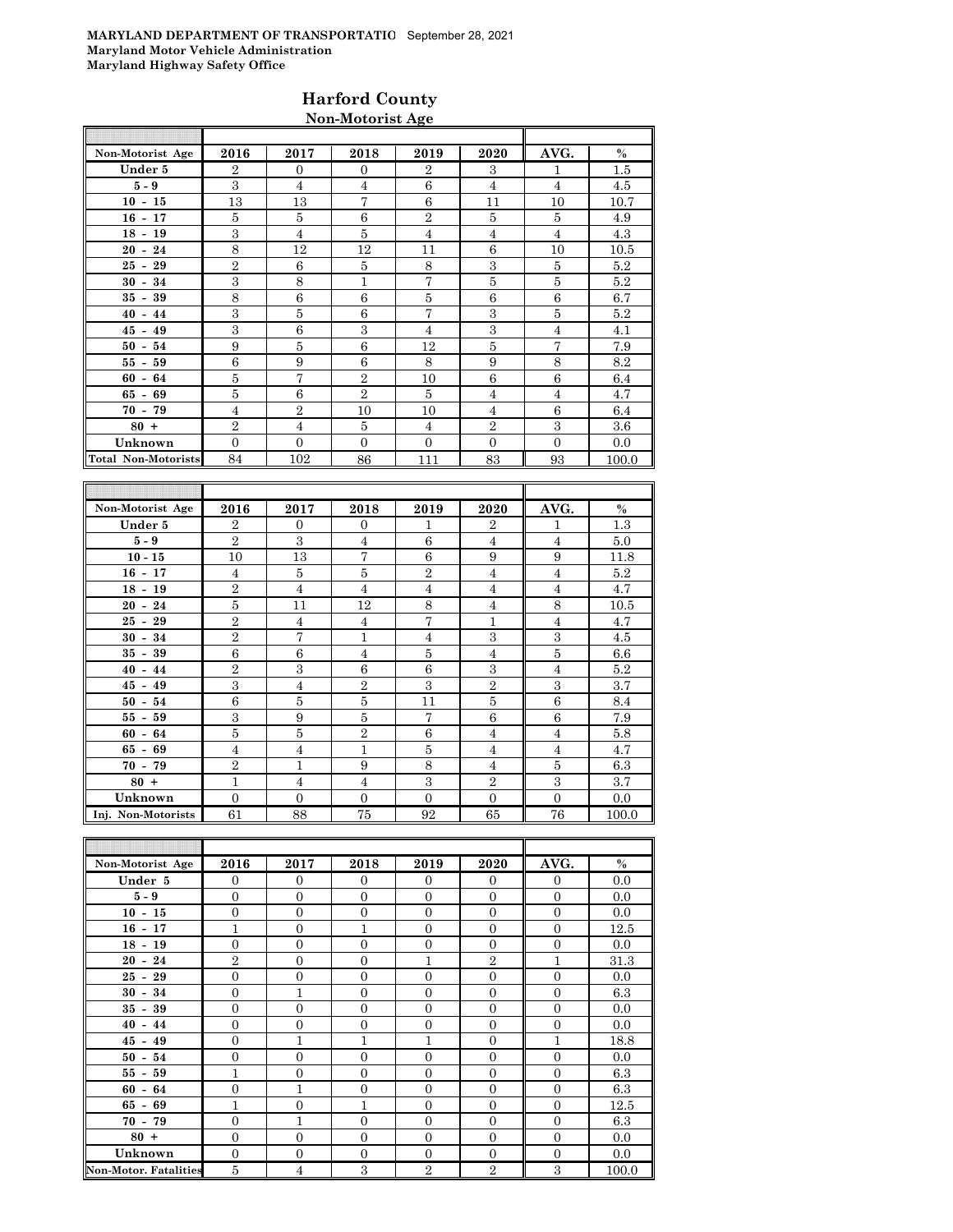**MARYLAND DEPARTMENT OF TRANSPORTATIO** September 28, 2021
**Maryland Motor Vehicle Administration**
**Maryland Highway Safety Office**

# Harford County

## Non-Motorist Age

| Non-Motorist Age | 2016 | 2017 | 2018 | 2019 | 2020 | AVG. | % |
|---|---|---|---|---|---|---|---|
| Under 5 | 2 | 0 | 0 | 2 | 3 | 1 | 1.5 |
| 5 - 9 | 3 | 4 | 4 | 6 | 4 | 4 | 4.5 |
| 10 - 15 | 13 | 13 | 7 | 6 | 11 | 10 | 10.7 |
| 16 - 17 | 5 | 5 | 6 | 2 | 5 | 5 | 4.9 |
| 18 - 19 | 3 | 4 | 5 | 4 | 4 | 4 | 4.3 |
| 20 - 24 | 8 | 12 | 12 | 11 | 6 | 10 | 10.5 |
| 25 - 29 | 2 | 6 | 5 | 8 | 3 | 5 | 5.2 |
| 30 - 34 | 3 | 8 | 1 | 7 | 5 | 5 | 5.2 |
| 35 - 39 | 8 | 6 | 6 | 5 | 6 | 6 | 6.7 |
| 40 - 44 | 3 | 5 | 6 | 7 | 3 | 5 | 5.2 |
| 45 - 49 | 3 | 6 | 3 | 4 | 3 | 4 | 4.1 |
| 50 - 54 | 9 | 5 | 6 | 12 | 5 | 7 | 7.9 |
| 55 - 59 | 6 | 9 | 6 | 8 | 9 | 8 | 8.2 |
| 60 - 64 | 5 | 7 | 2 | 10 | 6 | 6 | 6.4 |
| 65 - 69 | 5 | 6 | 2 | 5 | 4 | 4 | 4.7 |
| 70 - 79 | 4 | 2 | 10 | 10 | 4 | 6 | 6.4 |
| 80 + | 2 | 4 | 5 | 4 | 2 | 3 | 3.6 |
| Unknown | 0 | 0 | 0 | 0 | 0 | 0 | 0.0 |
| Total Non-Motorists | 84 | 102 | 86 | 111 | 83 | 93 | 100.0 |

| Non-Motorist Age | 2016 | 2017 | 2018 | 2019 | 2020 | AVG. | % |
|---|---|---|---|---|---|---|---|
| Under 5 | 2 | 0 | 0 | 1 | 2 | 1 | 1.3 |
| 5 - 9 | 2 | 3 | 4 | 6 | 4 | 4 | 5.0 |
| 10 - 15 | 10 | 13 | 7 | 6 | 9 | 9 | 11.8 |
| 16 - 17 | 4 | 5 | 5 | 2 | 4 | 4 | 5.2 |
| 18 - 19 | 2 | 4 | 4 | 4 | 4 | 4 | 4.7 |
| 20 - 24 | 5 | 11 | 12 | 8 | 4 | 8 | 10.5 |
| 25 - 29 | 2 | 4 | 4 | 7 | 1 | 4 | 4.7 |
| 30 - 34 | 2 | 7 | 1 | 4 | 3 | 3 | 4.5 |
| 35 - 39 | 6 | 6 | 4 | 5 | 4 | 5 | 6.6 |
| 40 - 44 | 2 | 3 | 6 | 6 | 3 | 4 | 5.2 |
| 45 - 49 | 3 | 4 | 2 | 3 | 2 | 3 | 3.7 |
| 50 - 54 | 6 | 5 | 5 | 11 | 5 | 6 | 8.4 |
| 55 - 59 | 3 | 9 | 5 | 7 | 6 | 6 | 7.9 |
| 60 - 64 | 5 | 5 | 2 | 6 | 4 | 4 | 5.8 |
| 65 - 69 | 4 | 4 | 1 | 5 | 4 | 4 | 4.7 |
| 70 - 79 | 2 | 1 | 9 | 8 | 4 | 5 | 6.3 |
| 80 + | 1 | 4 | 4 | 3 | 2 | 3 | 3.7 |
| Unknown | 0 | 0 | 0 | 0 | 0 | 0 | 0.0 |
| Inj. Non-Motorists | 61 | 88 | 75 | 92 | 65 | 76 | 100.0 |

| Non-Motorist Age | 2016 | 2017 | 2018 | 2019 | 2020 | AVG. | % |
|---|---|---|---|---|---|---|---|
| Under 5 | 0 | 0 | 0 | 0 | 0 | 0 | 0.0 |
| 5 - 9 | 0 | 0 | 0 | 0 | 0 | 0 | 0.0 |
| 10 - 15 | 0 | 0 | 0 | 0 | 0 | 0 | 0.0 |
| 16 - 17 | 1 | 0 | 1 | 0 | 0 | 0 | 12.5 |
| 18 - 19 | 0 | 0 | 0 | 0 | 0 | 0 | 0.0 |
| 20 - 24 | 2 | 0 | 0 | 1 | 2 | 1 | 31.3 |
| 25 - 29 | 0 | 0 | 0 | 0 | 0 | 0 | 0.0 |
| 30 - 34 | 0 | 1 | 0 | 0 | 0 | 0 | 6.3 |
| 35 - 39 | 0 | 0 | 0 | 0 | 0 | 0 | 0.0 |
| 40 - 44 | 0 | 0 | 0 | 0 | 0 | 0 | 0.0 |
| 45 - 49 | 0 | 1 | 1 | 1 | 0 | 1 | 18.8 |
| 50 - 54 | 0 | 0 | 0 | 0 | 0 | 0 | 0.0 |
| 55 - 59 | 1 | 0 | 0 | 0 | 0 | 0 | 6.3 |
| 60 - 64 | 0 | 1 | 0 | 0 | 0 | 0 | 6.3 |
| 65 - 69 | 1 | 0 | 1 | 0 | 0 | 0 | 12.5 |
| 70 - 79 | 0 | 1 | 0 | 0 | 0 | 0 | 6.3 |
| 80 + | 0 | 0 | 0 | 0 | 0 | 0 | 0.0 |
| Unknown | 0 | 0 | 0 | 0 | 0 | 0 | 0.0 |
| Non-Motor. Fatalities | 5 | 4 | 3 | 2 | 2 | 3 | 100.0 |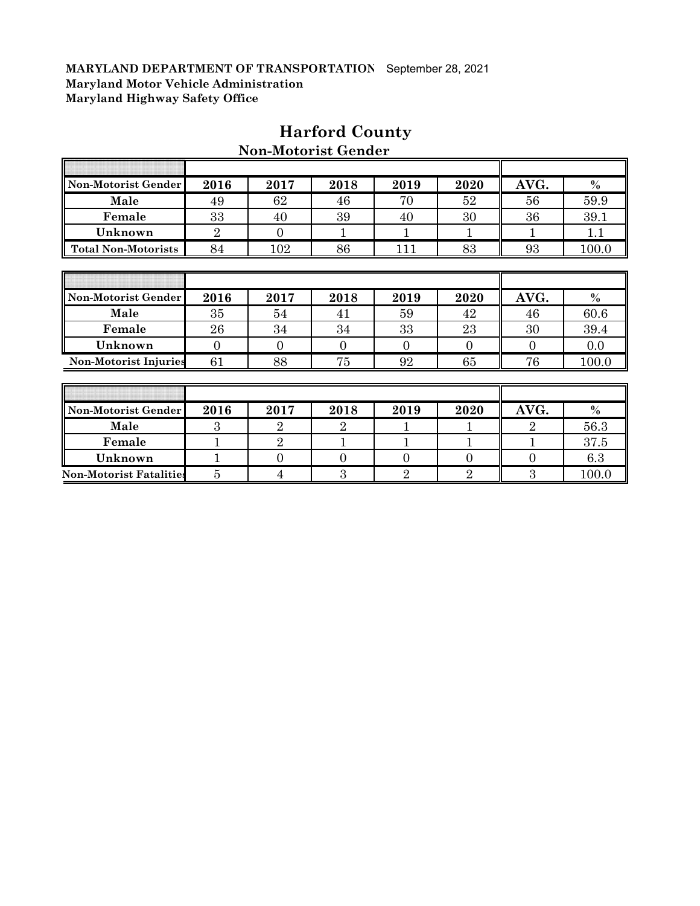**MARYLAND DEPARTMENT OF TRANSPORTATION** September 28, 2021
**Maryland Motor Vehicle Administration**
**Maryland Highway Safety Office**

# Harford County

## Non-Motorist Gender

| Non-Motorist Gender | 2016 | 2017 | 2018 | 2019 | 2020 | AVG. | % |
|---|---|---|---|---|---|---|---|
| Male | 49 | 62 | 46 | 70 | 52 | 56 | 59.9 |
| Female | 33 | 40 | 39 | 40 | 30 | 36 | 39.1 |
| Unknown | 2 | 0 | 1 | 1 | 1 | 1 | 1.1 |
| Total Non-Motorists | 84 | 102 | 86 | 111 | 83 | 93 | 100.0 |

| Non-Motorist Gender | 2016 | 2017 | 2018 | 2019 | 2020 | AVG. | % |
|---|---|---|---|---|---|---|---|
| Male | 35 | 54 | 41 | 59 | 42 | 46 | 60.6 |
| Female | 26 | 34 | 34 | 33 | 23 | 30 | 39.4 |
| Unknown | 0 | 0 | 0 | 0 | 0 | 0 | 0.0 |
| Non-Motorist Injuries | 61 | 88 | 75 | 92 | 65 | 76 | 100.0 |

| Non-Motorist Gender | 2016 | 2017 | 2018 | 2019 | 2020 | AVG. | % |
|---|---|---|---|---|---|---|---|
| Male | 3 | 2 | 2 | 1 | 1 | 2 | 56.3 |
| Female | 1 | 2 | 1 | 1 | 1 | 1 | 37.5 |
| Unknown | 1 | 0 | 0 | 0 | 0 | 0 | 6.3 |
| Non-Motorist Fatalities | 5 | 4 | 3 | 2 | 2 | 3 | 100.0 |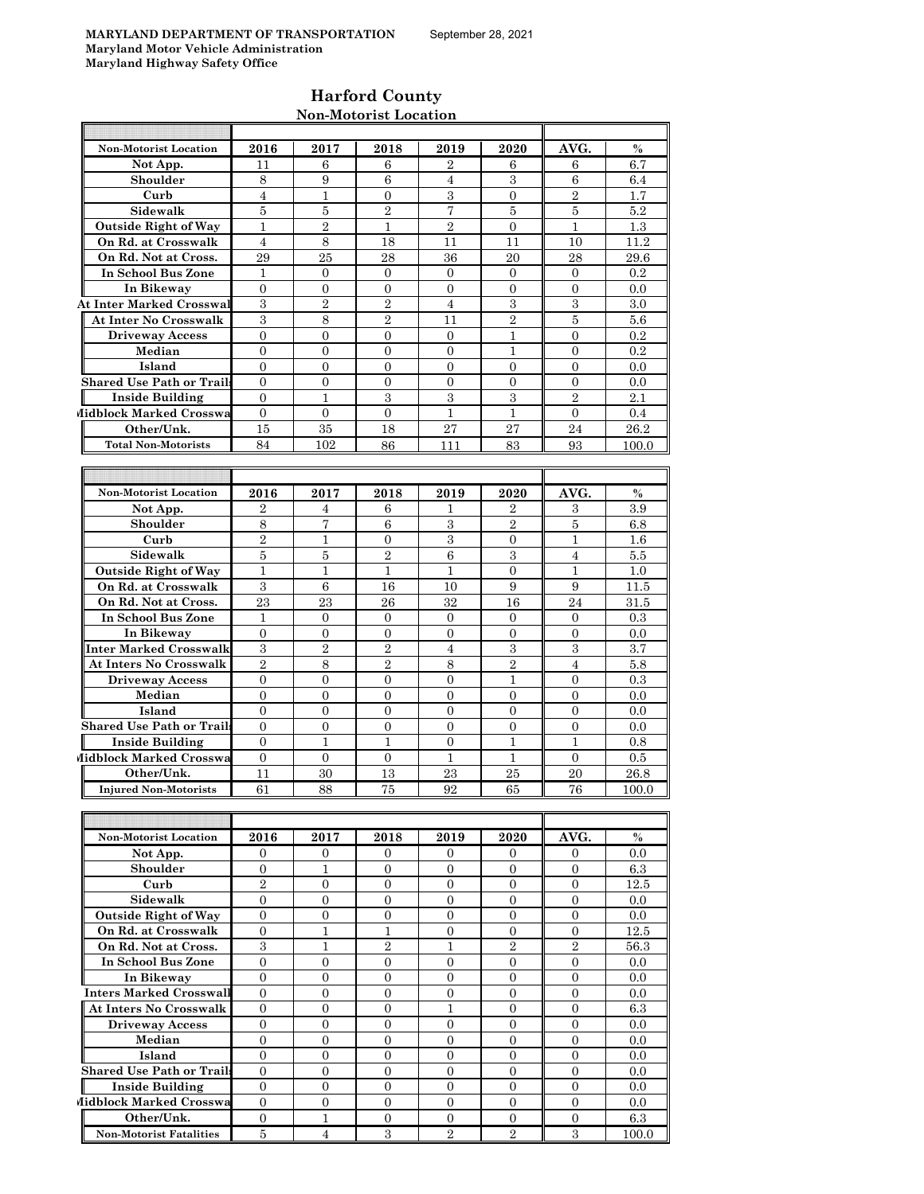**MARYLAND DEPARTMENT OF TRANSPORTATION** September 28, 2021
**Maryland Motor Vehicle Administration**
**Maryland Highway Safety Office**

## Harford County

### Non-Motorist Location

| Non-Motorist Location | 2016 | 2017 | 2018 | 2019 | 2020 | AVG. | % |
|---|---|---|---|---|---|---|---|
| Not App. | 11 | 6 | 6 | 2 | 6 | 6 | 6.7 |
| Shoulder | 8 | 9 | 6 | 4 | 3 | 6 | 6.4 |
| Curb | 4 | 1 | 0 | 3 | 0 | 2 | 1.7 |
| Sidewalk | 5 | 5 | 2 | 7 | 5 | 5 | 5.2 |
| Outside Right of Way | 1 | 2 | 1 | 2 | 0 | 1 | 1.3 |
| On Rd. at Crosswalk | 4 | 8 | 18 | 11 | 11 | 10 | 11.2 |
| On Rd. Not at Cross. | 29 | 25 | 28 | 36 | 20 | 28 | 29.6 |
| In School Bus Zone | 1 | 0 | 0 | 0 | 0 | 0 | 0.2 |
| In Bikeway | 0 | 0 | 0 | 0 | 0 | 0 | 0.0 |
| At Inter Marked Crosswal | 3 | 2 | 2 | 4 | 3 | 3 | 3.0 |
| At Inter No Crosswalk | 3 | 8 | 2 | 11 | 2 | 5 | 5.6 |
| Driveway Access | 0 | 0 | 0 | 0 | 1 | 0 | 0.2 |
| Median | 0 | 0 | 0 | 0 | 1 | 0 | 0.2 |
| Island | 0 | 0 | 0 | 0 | 0 | 0 | 0.0 |
| Shared Use Path or Trails | 0 | 0 | 0 | 0 | 0 | 0 | 0.0 |
| Inside Building | 0 | 1 | 3 | 3 | 3 | 2 | 2.1 |
| Midblock Marked Crosswa | 0 | 0 | 0 | 1 | 1 | 0 | 0.4 |
| Other/Unk. | 15 | 35 | 18 | 27 | 27 | 24 | 26.2 |
| Total Non-Motorists | 84 | 102 | 86 | 111 | 83 | 93 | 100.0 |

| Non-Motorist Location | 2016 | 2017 | 2018 | 2019 | 2020 | AVG. | % |
|---|---|---|---|---|---|---|---|
| Not App. | 2 | 4 | 6 | 1 | 2 | 3 | 3.9 |
| Shoulder | 8 | 7 | 6 | 3 | 2 | 5 | 6.8 |
| Curb | 2 | 1 | 0 | 3 | 0 | 1 | 1.6 |
| Sidewalk | 5 | 5 | 2 | 6 | 3 | 4 | 5.5 |
| Outside Right of Way | 1 | 1 | 1 | 1 | 0 | 1 | 1.0 |
| On Rd. at Crosswalk | 3 | 6 | 16 | 10 | 9 | 9 | 11.5 |
| On Rd. Not at Cross. | 23 | 23 | 26 | 32 | 16 | 24 | 31.5 |
| In School Bus Zone | 1 | 0 | 0 | 0 | 0 | 0 | 0.3 |
| In Bikeway | 0 | 0 | 0 | 0 | 0 | 0 | 0.0 |
| Inter Marked Crosswalk | 3 | 2 | 2 | 4 | 3 | 3 | 3.7 |
| At Inters No Crosswalk | 2 | 8 | 2 | 8 | 2 | 4 | 5.8 |
| Driveway Access | 0 | 0 | 0 | 0 | 1 | 0 | 0.3 |
| Median | 0 | 0 | 0 | 0 | 0 | 0 | 0.0 |
| Island | 0 | 0 | 0 | 0 | 0 | 0 | 0.0 |
| Shared Use Path or Trails | 0 | 0 | 0 | 0 | 0 | 0 | 0.0 |
| Inside Building | 0 | 1 | 1 | 0 | 1 | 1 | 0.8 |
| Midblock Marked Crosswa | 0 | 0 | 0 | 1 | 1 | 0 | 0.5 |
| Other/Unk. | 11 | 30 | 13 | 23 | 25 | 20 | 26.8 |
| Injured Non-Motorists | 61 | 88 | 75 | 92 | 65 | 76 | 100.0 |

| Non-Motorist Location | 2016 | 2017 | 2018 | 2019 | 2020 | AVG. | % |
|---|---|---|---|---|---|---|---|
| Not App. | 0 | 0 | 0 | 0 | 0 | 0 | 0.0 |
| Shoulder | 0 | 1 | 0 | 0 | 0 | 0 | 6.3 |
| Curb | 2 | 0 | 0 | 0 | 0 | 0 | 12.5 |
| Sidewalk | 0 | 0 | 0 | 0 | 0 | 0 | 0.0 |
| Outside Right of Way | 0 | 0 | 0 | 0 | 0 | 0 | 0.0 |
| On Rd. at Crosswalk | 0 | 1 | 1 | 0 | 0 | 0 | 12.5 |
| On Rd. Not at Cross. | 3 | 1 | 2 | 1 | 2 | 2 | 56.3 |
| In School Bus Zone | 0 | 0 | 0 | 0 | 0 | 0 | 0.0 |
| In Bikeway | 0 | 0 | 0 | 0 | 0 | 0 | 0.0 |
| Inters Marked Crosswalk | 0 | 0 | 0 | 0 | 0 | 0 | 0.0 |
| At Inters No Crosswalk | 0 | 0 | 0 | 1 | 0 | 0 | 6.3 |
| Driveway Access | 0 | 0 | 0 | 0 | 0 | 0 | 0.0 |
| Median | 0 | 0 | 0 | 0 | 0 | 0 | 0.0 |
| Island | 0 | 0 | 0 | 0 | 0 | 0 | 0.0 |
| Shared Use Path or Trails | 0 | 0 | 0 | 0 | 0 | 0 | 0.0 |
| Inside Building | 0 | 0 | 0 | 0 | 0 | 0 | 0.0 |
| Midblock Marked Crosswa | 0 | 0 | 0 | 0 | 0 | 0 | 0.0 |
| Other/Unk. | 0 | 1 | 0 | 0 | 0 | 0 | 6.3 |
| Non-Motorist Fatalities | 5 | 4 | 3 | 2 | 2 | 3 | 100.0 |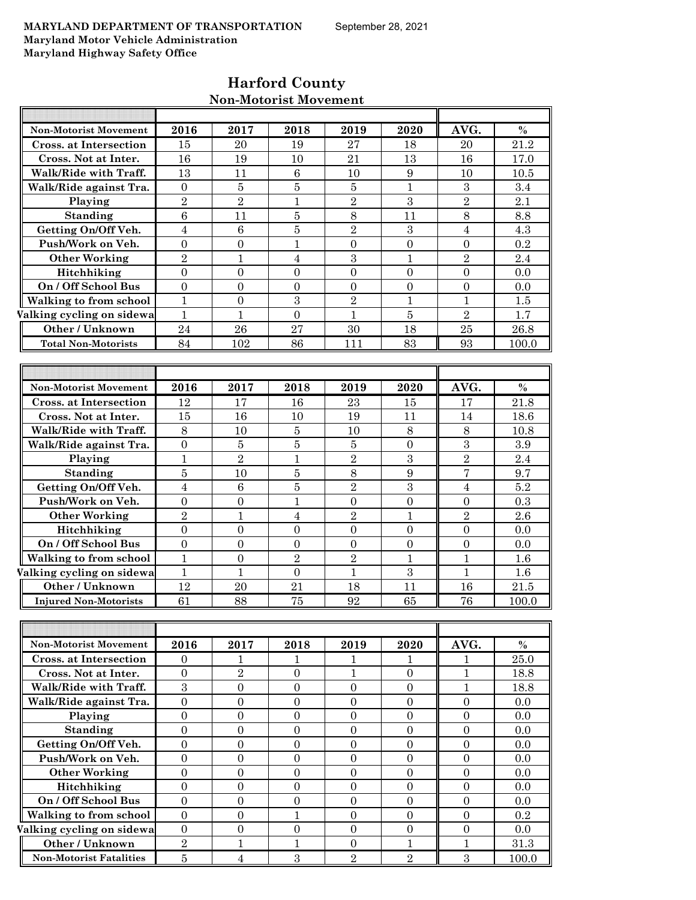**MARYLAND DEPARTMENT OF TRANSPORTATION** September 28, 2021
**Maryland Motor Vehicle Administration**
**Maryland Highway Safety Office**

# Harford County

## Non-Motorist Movement

| Non-Motorist Movement | 2016 | 2017 | 2018 | 2019 | 2020 | AVG. | % |
|---|---|---|---|---|---|---|---|
| Cross. at Intersection | 15 | 20 | 19 | 27 | 18 | 20 | 21.2 |
| Cross. Not at Inter. | 16 | 19 | 10 | 21 | 13 | 16 | 17.0 |
| Walk/Ride with Traff. | 13 | 11 | 6 | 10 | 9 | 10 | 10.5 |
| Walk/Ride against Tra. | 0 | 5 | 5 | 5 | 1 | 3 | 3.4 |
| Playing | 2 | 2 | 1 | 2 | 3 | 2 | 2.1 |
| Standing | 6 | 11 | 5 | 8 | 11 | 8 | 8.8 |
| Getting On/Off Veh. | 4 | 6 | 5 | 2 | 3 | 4 | 4.3 |
| Push/Work on Veh. | 0 | 0 | 1 | 0 | 0 | 0 | 0.2 |
| Other Working | 2 | 1 | 4 | 3 | 1 | 2 | 2.4 |
| Hitchhiking | 0 | 0 | 0 | 0 | 0 | 0 | 0.0 |
| On / Off School Bus | 0 | 0 | 0 | 0 | 0 | 0 | 0.0 |
| Walking to from school | 1 | 0 | 3 | 2 | 1 | 1 | 1.5 |
| Walking cycling on sidewa | 1 | 1 | 0 | 1 | 5 | 2 | 1.7 |
| Other / Unknown | 24 | 26 | 27 | 30 | 18 | 25 | 26.8 |
| Total Non-Motorists | 84 | 102 | 86 | 111 | 83 | 93 | 100.0 |

| Non-Motorist Movement | 2016 | 2017 | 2018 | 2019 | 2020 | AVG. | % |
|---|---|---|---|---|---|---|---|
| Cross. at Intersection | 12 | 17 | 16 | 23 | 15 | 17 | 21.8 |
| Cross. Not at Inter. | 15 | 16 | 10 | 19 | 11 | 14 | 18.6 |
| Walk/Ride with Traff. | 8 | 10 | 5 | 10 | 8 | 8 | 10.8 |
| Walk/Ride against Tra. | 0 | 5 | 5 | 5 | 0 | 3 | 3.9 |
| Playing | 1 | 2 | 1 | 2 | 3 | 2 | 2.4 |
| Standing | 5 | 10 | 5 | 8 | 9 | 7 | 9.7 |
| Getting On/Off Veh. | 4 | 6 | 5 | 2 | 3 | 4 | 5.2 |
| Push/Work on Veh. | 0 | 0 | 1 | 0 | 0 | 0 | 0.3 |
| Other Working | 2 | 1 | 4 | 2 | 1 | 2 | 2.6 |
| Hitchhiking | 0 | 0 | 0 | 0 | 0 | 0 | 0.0 |
| On / Off School Bus | 0 | 0 | 0 | 0 | 0 | 0 | 0.0 |
| Walking to from school | 1 | 0 | 2 | 2 | 1 | 1 | 1.6 |
| Walking cycling on sidewa | 1 | 1 | 0 | 1 | 3 | 1 | 1.6 |
| Other / Unknown | 12 | 20 | 21 | 18 | 11 | 16 | 21.5 |
| Injured Non-Motorists | 61 | 88 | 75 | 92 | 65 | 76 | 100.0 |

| Non-Motorist Movement | 2016 | 2017 | 2018 | 2019 | 2020 | AVG. | % |
|---|---|---|---|---|---|---|---|
| Cross. at Intersection | 0 | 1 | 1 | 1 | 1 | 1 | 25.0 |
| Cross. Not at Inter. | 0 | 2 | 0 | 1 | 0 | 1 | 18.8 |
| Walk/Ride with Traff. | 3 | 0 | 0 | 0 | 0 | 1 | 18.8 |
| Walk/Ride against Tra. | 0 | 0 | 0 | 0 | 0 | 0 | 0.0 |
| Playing | 0 | 0 | 0 | 0 | 0 | 0 | 0.0 |
| Standing | 0 | 0 | 0 | 0 | 0 | 0 | 0.0 |
| Getting On/Off Veh. | 0 | 0 | 0 | 0 | 0 | 0 | 0.0 |
| Push/Work on Veh. | 0 | 0 | 0 | 0 | 0 | 0 | 0.0 |
| Other Working | 0 | 0 | 0 | 0 | 0 | 0 | 0.0 |
| Hitchhiking | 0 | 0 | 0 | 0 | 0 | 0 | 0.0 |
| On / Off School Bus | 0 | 0 | 0 | 0 | 0 | 0 | 0.0 |
| Walking to from school | 0 | 0 | 1 | 0 | 0 | 0 | 0.2 |
| Walking cycling on sidewa | 0 | 0 | 0 | 0 | 0 | 0 | 0.0 |
| Other / Unknown | 2 | 1 | 1 | 0 | 1 | 1 | 31.3 |
| Non-Motorist Fatalities | 5 | 4 | 3 | 2 | 2 | 3 | 100.0 |